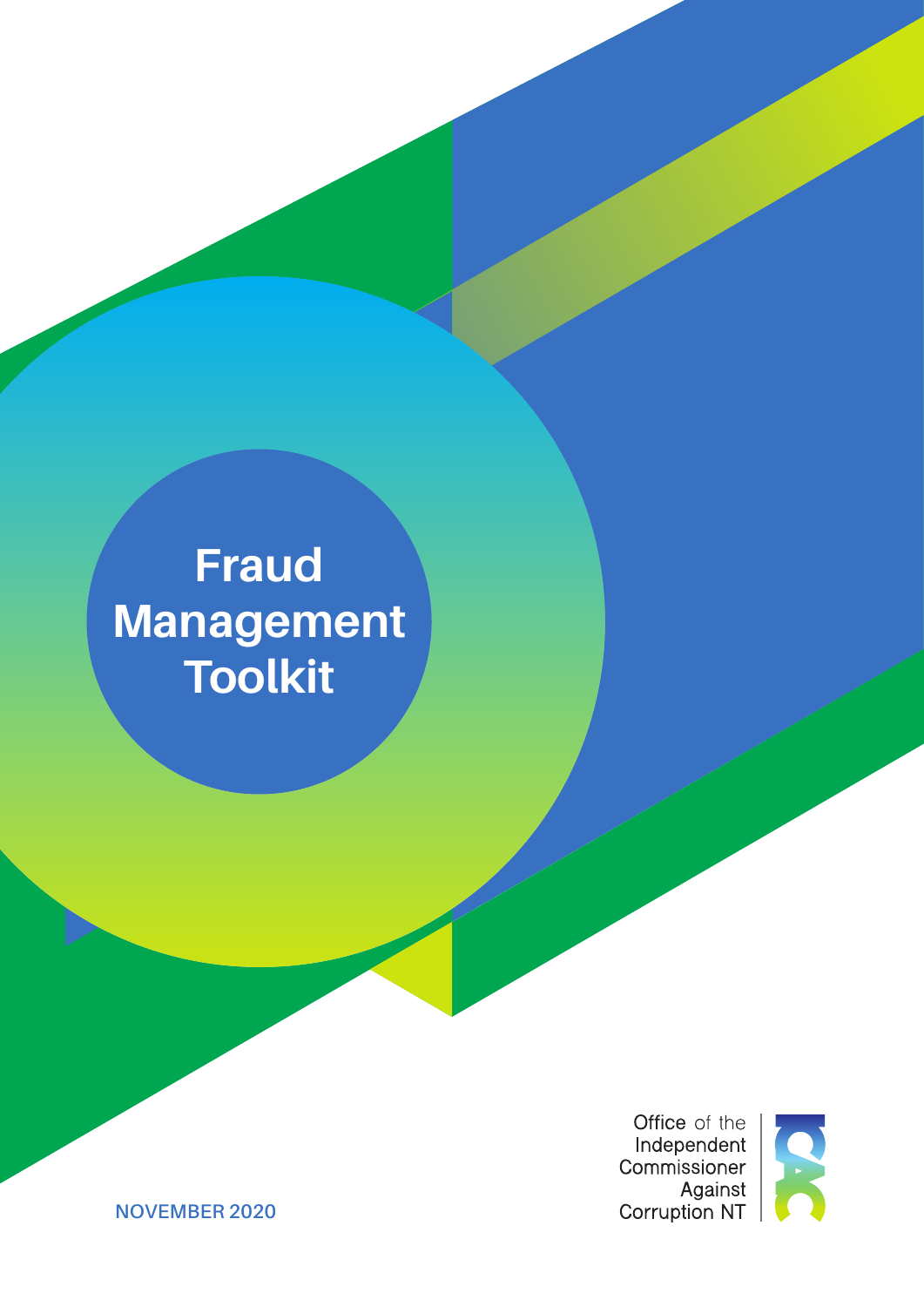# Fraud Management Toolkit

Office of the Independent Commissioner Against Corruption NT

NOVEMBER 2020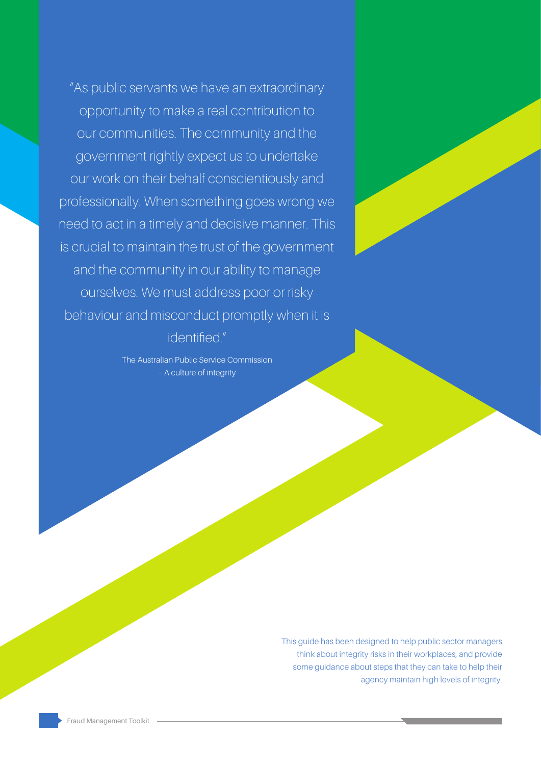"As public servants we have an extraordinary opportunity to make a real contribution to our communities. The community and the government rightly expect us to undertake our work on their behalf conscientiously and professionally. When something goes wrong we need to act in a timely and decisive manner. This is crucial to maintain the trust of the government and the community in our ability to manage ourselves. We must address poor or risky behaviour and misconduct promptly when it is identified."

The Australian Public Service Commission – A culture of integrity

This guide has been designed to help public sector managers think about integrity risks in their workplaces, and provide some guidance about steps that they can take to help their agency maintain high levels of integrity.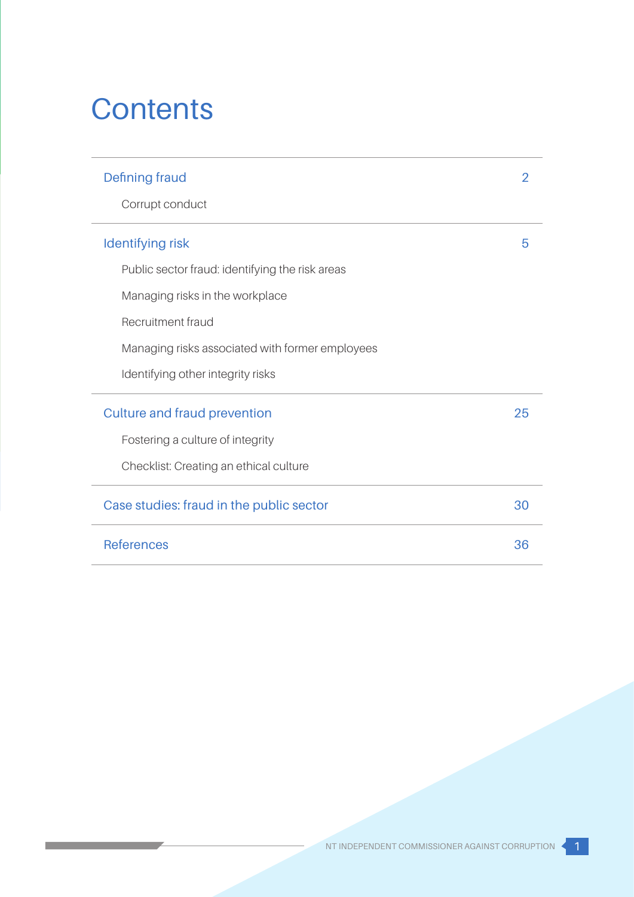# Contents

| | |
|---|---|
| **Defining fraud** | **2** |
| Corrupt conduct | |
| **Identifying risk** | **5** |
| Public sector fraud: identifying the risk areas | |
| Managing risks in the workplace | |
| Recruitment fraud | |
| Managing risks associated with former employees | |
| Identifying other integrity risks | |
| **Culture and fraud prevention** | **25** |
| Fostering a culture of integrity | |
| Checklist: Creating an ethical culture | |
| **Case studies: fraud in the public sector** | **30** |
| **References** | **36** |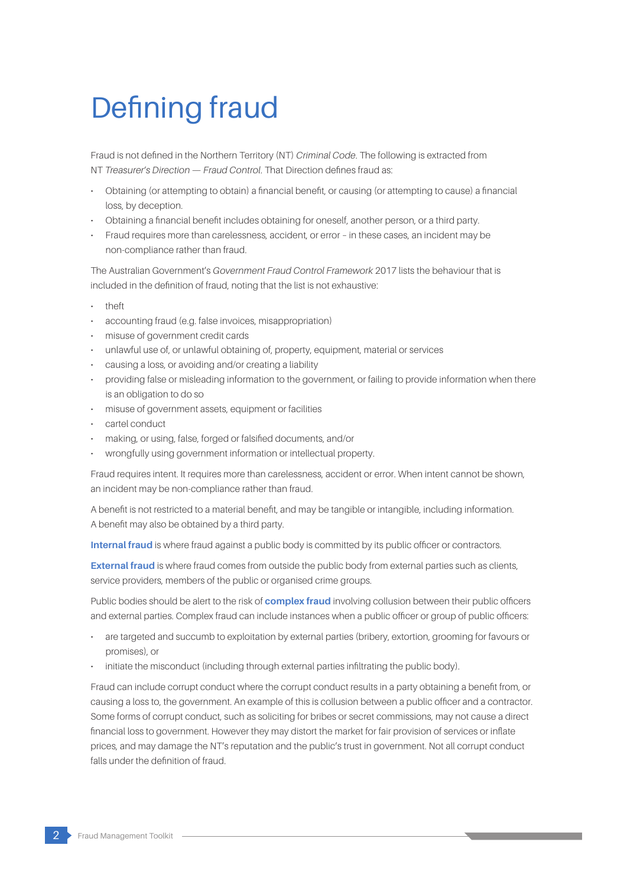# Defining fraud

Fraud is not defined in the Northern Territory (NT) *Criminal Code*. The following is extracted from NT *Treasurer's Direction — Fraud Control*. That Direction defines fraud as:

- Obtaining (or attempting to obtain) a financial benefit, or causing (or attempting to cause) a financial loss, by deception.
- Obtaining a financial benefit includes obtaining for oneself, another person, or a third party.
- Fraud requires more than carelessness, accident, or error – in these cases, an incident may be non-compliance rather than fraud.

The Australian Government's *Government Fraud Control Framework* 2017 lists the behaviour that is included in the definition of fraud, noting that the list is not exhaustive:

- theft
- accounting fraud (e.g. false invoices, misappropriation)
- misuse of government credit cards
- unlawful use of, or unlawful obtaining of, property, equipment, material or services
- causing a loss, or avoiding and/or creating a liability
- providing false or misleading information to the government, or failing to provide information when there is an obligation to do so
- misuse of government assets, equipment or facilities
- cartel conduct
- making, or using, false, forged or falsified documents, and/or
- wrongfully using government information or intellectual property.

Fraud requires intent. It requires more than carelessness, accident or error. When intent cannot be shown, an incident may be non-compliance rather than fraud.

A benefit is not restricted to a material benefit, and may be tangible or intangible, including information. A benefit may also be obtained by a third party.

**Internal fraud** is where fraud against a public body is committed by its public officer or contractors.

**External fraud** is where fraud comes from outside the public body from external parties such as clients, service providers, members of the public or organised crime groups.

Public bodies should be alert to the risk of **complex fraud** involving collusion between their public officers and external parties. Complex fraud can include instances when a public officer or group of public officers:

- are targeted and succumb to exploitation by external parties (bribery, extortion, grooming for favours or promises), or
- initiate the misconduct (including through external parties infiltrating the public body).

Fraud can include corrupt conduct where the corrupt conduct results in a party obtaining a benefit from, or causing a loss to, the government. An example of this is collusion between a public officer and a contractor. Some forms of corrupt conduct, such as soliciting for bribes or secret commissions, may not cause a direct financial loss to government. However they may distort the market for fair provision of services or inflate prices, and may damage the NT's reputation and the public's trust in government. Not all corrupt conduct falls under the definition of fraud.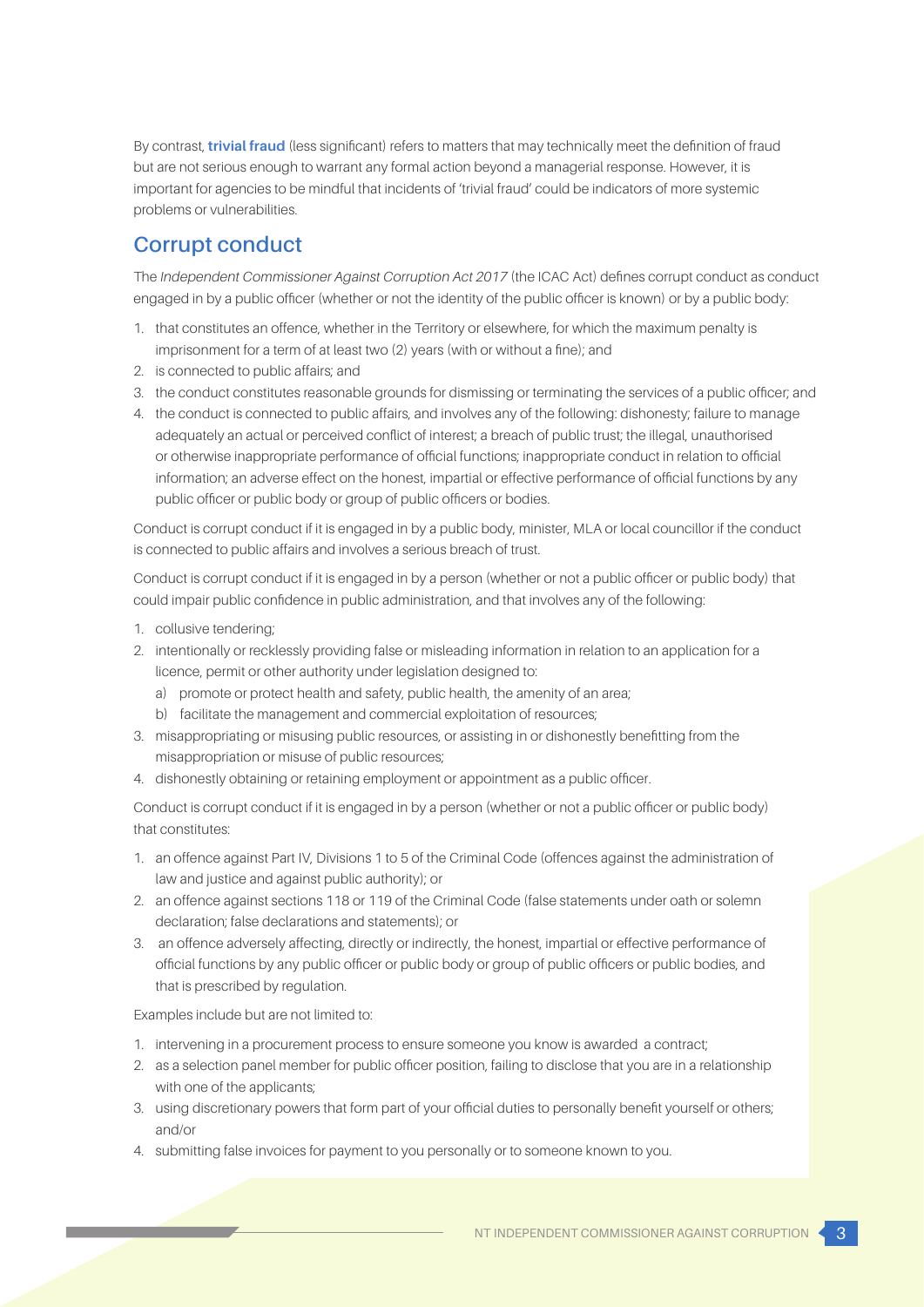By contrast, **trivial fraud** (less significant) refers to matters that may technically meet the definition of fraud but are not serious enough to warrant any formal action beyond a managerial response. However, it is important for agencies to be mindful that incidents of 'trivial fraud' could be indicators of more systemic problems or vulnerabilities.

## Corrupt conduct

The *Independent Commissioner Against Corruption Act 2017* (the ICAC Act) defines corrupt conduct as conduct engaged in by a public officer (whether or not the identity of the public officer is known) or by a public body:

1. that constitutes an offence, whether in the Territory or elsewhere, for which the maximum penalty is imprisonment for a term of at least two (2) years (with or without a fine); and
2. is connected to public affairs; and
3. the conduct constitutes reasonable grounds for dismissing or terminating the services of a public officer; and
4. the conduct is connected to public affairs, and involves any of the following: dishonesty; failure to manage adequately an actual or perceived conflict of interest; a breach of public trust; the illegal, unauthorised or otherwise inappropriate performance of official functions; inappropriate conduct in relation to official information; an adverse effect on the honest, impartial or effective performance of official functions by any public officer or public body or group of public officers or bodies.

Conduct is corrupt conduct if it is engaged in by a public body, minister, MLA or local councillor if the conduct is connected to public affairs and involves a serious breach of trust.

Conduct is corrupt conduct if it is engaged in by a person (whether or not a public officer or public body) that could impair public confidence in public administration, and that involves any of the following:

1. collusive tendering;
2. intentionally or recklessly providing false or misleading information in relation to an application for a licence, permit or other authority under legislation designed to:
   a) promote or protect health and safety, public health, the amenity of an area;
   b) facilitate the management and commercial exploitation of resources;
3. misappropriating or misusing public resources, or assisting in or dishonestly benefitting from the misappropriation or misuse of public resources;
4. dishonestly obtaining or retaining employment or appointment as a public officer.

Conduct is corrupt conduct if it is engaged in by a person (whether or not a public officer or public body) that constitutes:

1. an offence against Part IV, Divisions 1 to 5 of the Criminal Code (offences against the administration of law and justice and against public authority); or
2. an offence against sections 118 or 119 of the Criminal Code (false statements under oath or solemn declaration; false declarations and statements); or
3. an offence adversely affecting, directly or indirectly, the honest, impartial or effective performance of official functions by any public officer or public body or group of public officers or public bodies, and that is prescribed by regulation.

Examples include but are not limited to:

1. intervening in a procurement process to ensure someone you know is awarded a contract;
2. as a selection panel member for public officer position, failing to disclose that you are in a relationship with one of the applicants;
3. using discretionary powers that form part of your official duties to personally benefit yourself or others; and/or
4. submitting false invoices for payment to you personally or to someone known to you.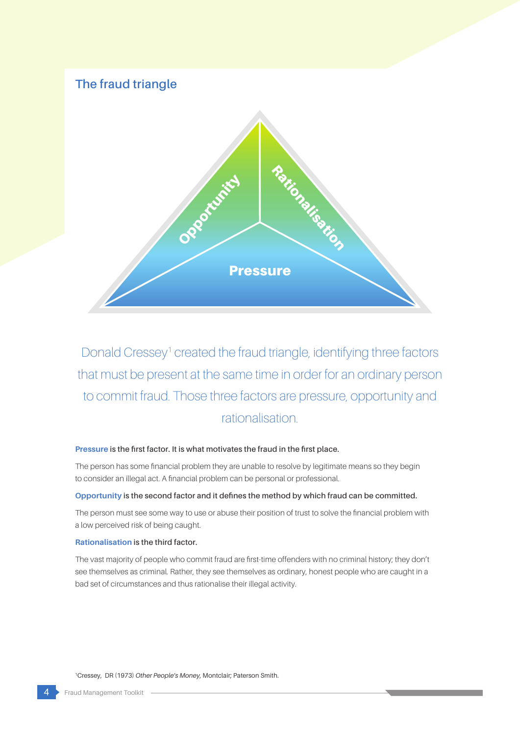## The fraud triangle

Opportunity

Rationalisation

Pressure

Donald Cressey[1] created the fraud triangle, identifying three factors that must be present at the same time in order for an ordinary person to commit fraud. Those three factors are pressure, opportunity and rationalisation.

**Pressure is the first factor. It is what motivates the fraud in the first place.**

The person has some financial problem they are unable to resolve by legitimate means so they begin to consider an illegal act. A financial problem can be personal or professional.

**Opportunity is the second factor and it defines the method by which fraud can be committed.**

The person must see some way to use or abuse their position of trust to solve the financial problem with a low perceived risk of being caught.

**Rationalisation is the third factor.**

The vast majority of people who commit fraud are first-time offenders with no criminal history; they don't see themselves as criminal. Rather, they see themselves as ordinary, honest people who are caught in a bad set of circumstances and thus rationalise their illegal activity.

[1]Cressey, DR (1973) *Other People's Money,* Montclair; Paterson Smith.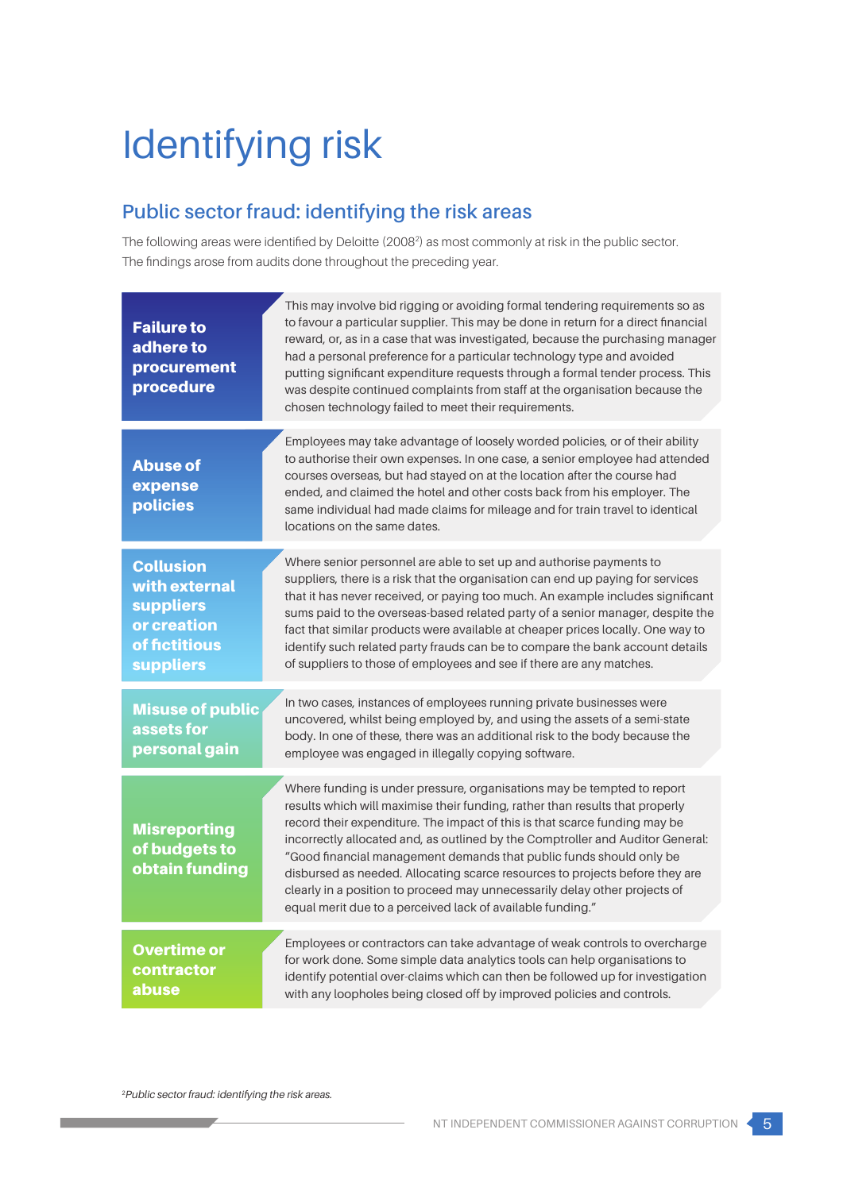# Identifying risk

## Public sector fraud: identifying the risk areas

The following areas were identified by Deloitte (2008[2]) as most commonly at risk in the public sector. The findings arose from audits done throughout the preceding year.

| Risk area | Description |
| --- | --- |
| **Failure to adhere to procurement procedure** | This may involve bid rigging or avoiding formal tendering requirements so as to favour a particular supplier. This may be done in return for a direct financial reward, or, as in a case that was investigated, because the purchasing manager had a personal preference for a particular technology type and avoided putting significant expenditure requests through a formal tender process. This was despite continued complaints from staff at the organisation because the chosen technology failed to meet their requirements. |
| **Abuse of expense policies** | Employees may take advantage of loosely worded policies, or of their ability to authorise their own expenses. In one case, a senior employee had attended courses overseas, but had stayed on at the location after the course had ended, and claimed the hotel and other costs back from his employer. The same individual had made claims for mileage and for train travel to identical locations on the same dates. |
| **Collusion with external suppliers or creation of fictitious suppliers** | Where senior personnel are able to set up and authorise payments to suppliers, there is a risk that the organisation can end up paying for services that it has never received, or paying too much. An example includes significant sums paid to the overseas-based related party of a senior manager, despite the fact that similar products were available at cheaper prices locally. One way to identify such related party frauds can be to compare the bank account details of suppliers to those of employees and see if there are any matches. |
| **Misuse of public assets for personal gain** | In two cases, instances of employees running private businesses were uncovered, whilst being employed by, and using the assets of a semi-state body. In one of these, there was an additional risk to the body because the employee was engaged in illegally copying software. |
| **Misreporting of budgets to obtain funding** | Where funding is under pressure, organisations may be tempted to report results which will maximise their funding, rather than results that properly record their expenditure. The impact of this is that scarce funding may be incorrectly allocated and, as outlined by the Comptroller and Auditor General: "Good financial management demands that public funds should only be disbursed as needed. Allocating scarce resources to projects before they are clearly in a position to proceed may unnecessarily delay other projects of equal merit due to a perceived lack of available funding." |
| **Overtime or contractor abuse** | Employees or contractors can take advantage of weak controls to overcharge for work done. Some simple data analytics tools can help organisations to identify potential over-claims which can then be followed up for investigation with any loopholes being closed off by improved policies and controls. |

[2] *Public sector fraud: identifying the risk areas.*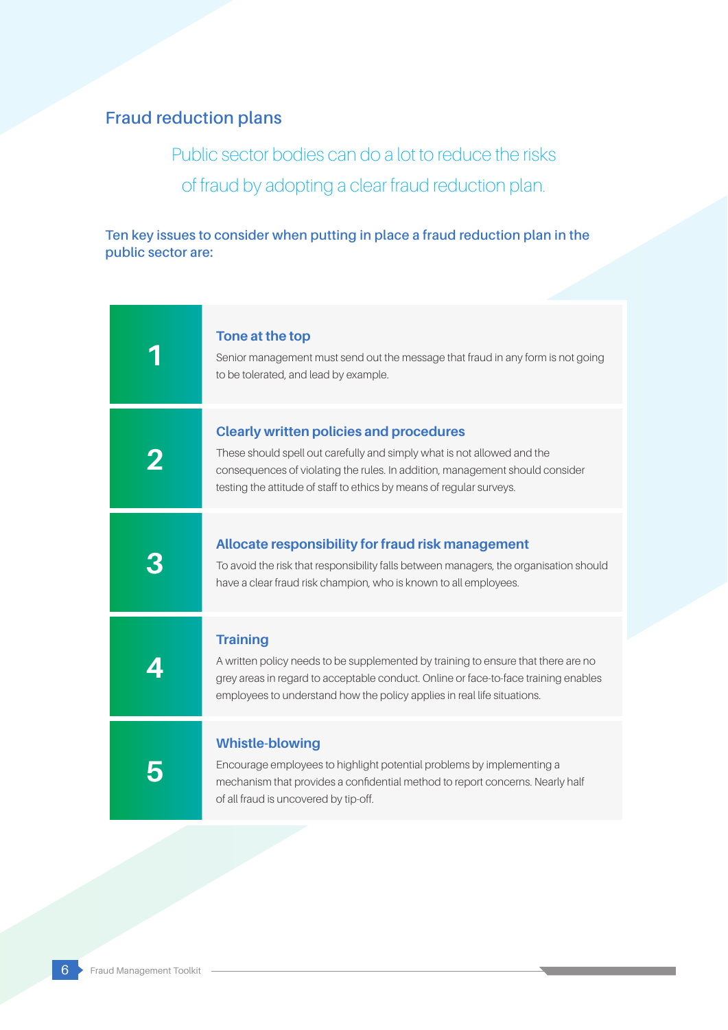## Fraud reduction plans

Public sector bodies can do a lot to reduce the risks of fraud by adopting a clear fraud reduction plan.

**Ten key issues to consider when putting in place a fraud reduction plan in the public sector are:**

**1**

### Tone at the top

Senior management must send out the message that fraud in any form is not going to be tolerated, and lead by example.

**2**

### Clearly written policies and procedures

These should spell out carefully and simply what is not allowed and the consequences of violating the rules. In addition, management should consider testing the attitude of staff to ethics by means of regular surveys.

**3**

### Allocate responsibility for fraud risk management

To avoid the risk that responsibility falls between managers, the organisation should have a clear fraud risk champion, who is known to all employees.

**4**

### Training

A written policy needs to be supplemented by training to ensure that there are no grey areas in regard to acceptable conduct. Online or face-to-face training enables employees to understand how the policy applies in real life situations.

**5**

### Whistle-blowing

Encourage employees to highlight potential problems by implementing a mechanism that provides a confidential method to report concerns. Nearly half of all fraud is uncovered by tip-off.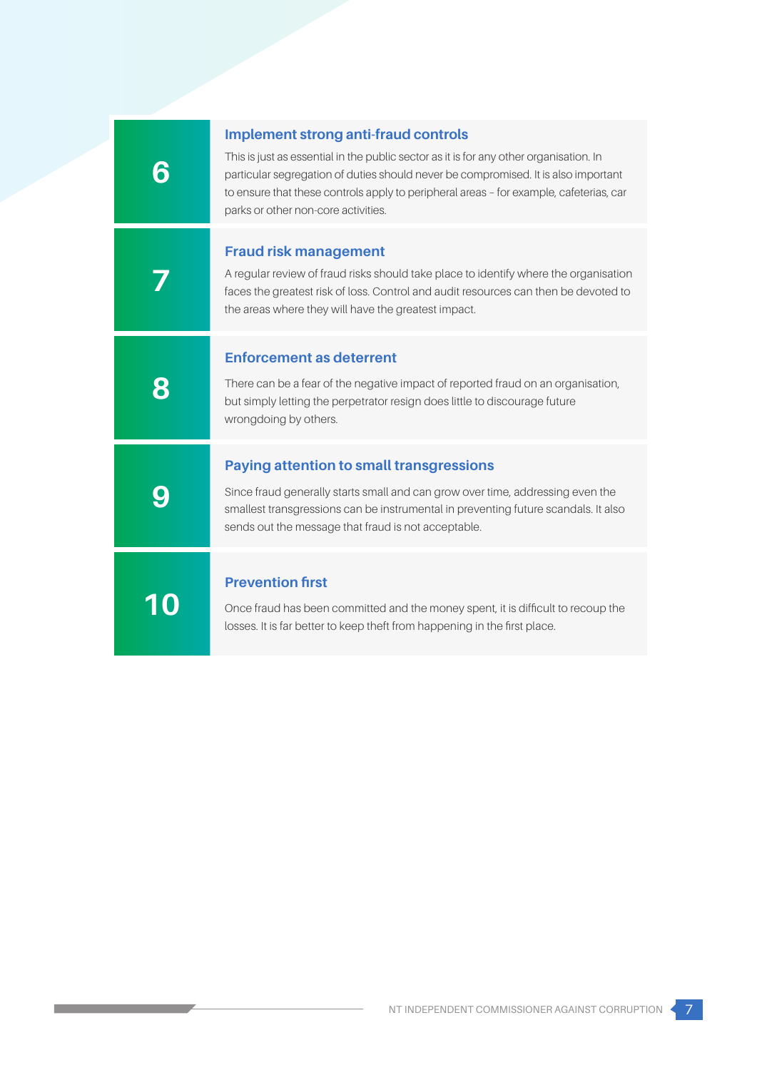## 6 Implement strong anti-fraud controls

This is just as essential in the public sector as it is for any other organisation. In particular segregation of duties should never be compromised. It is also important to ensure that these controls apply to peripheral areas – for example, cafeterias, car parks or other non-core activities.

## 7 Fraud risk management

A regular review of fraud risks should take place to identify where the organisation faces the greatest risk of loss. Control and audit resources can then be devoted to the areas where they will have the greatest impact.

## 8 Enforcement as deterrent

There can be a fear of the negative impact of reported fraud on an organisation, but simply letting the perpetrator resign does little to discourage future wrongdoing by others.

## 9 Paying attention to small transgressions

Since fraud generally starts small and can grow over time, addressing even the smallest transgressions can be instrumental in preventing future scandals. It also sends out the message that fraud is not acceptable.

## 10 Prevention first

Once fraud has been committed and the money spent, it is difficult to recoup the losses. It is far better to keep theft from happening in the first place.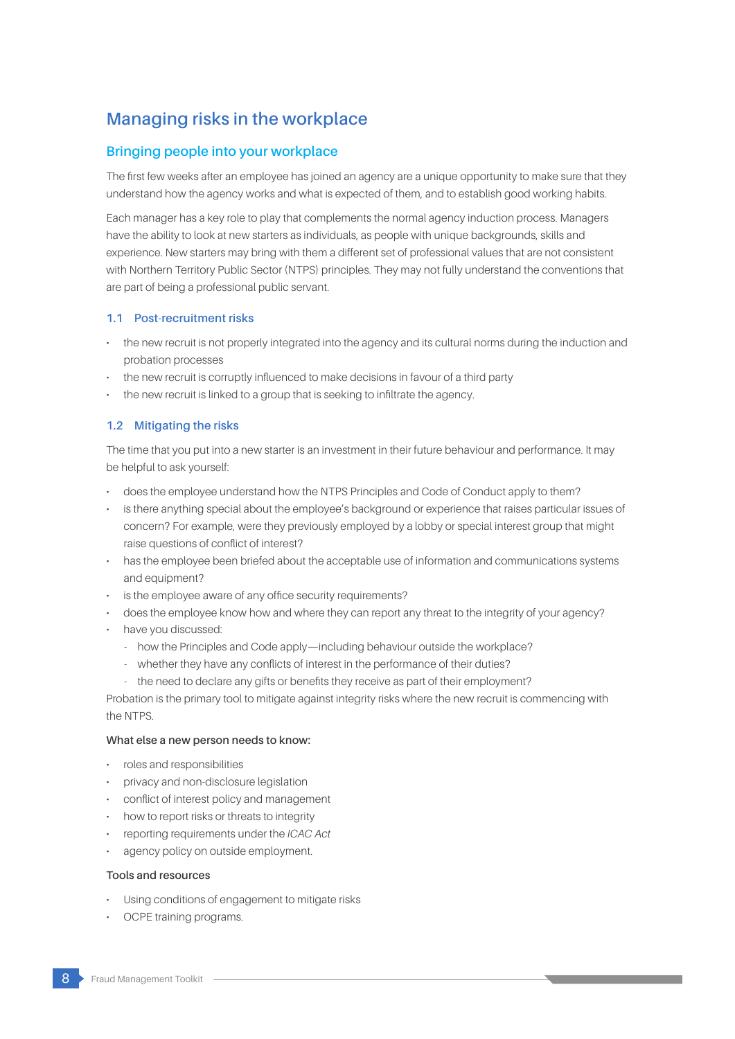# Managing risks in the workplace

## Bringing people into your workplace

The first few weeks after an employee has joined an agency are a unique opportunity to make sure that they understand how the agency works and what is expected of them, and to establish good working habits.

Each manager has a key role to play that complements the normal agency induction process. Managers have the ability to look at new starters as individuals, as people with unique backgrounds, skills and experience. New starters may bring with them a different set of professional values that are not consistent with Northern Territory Public Sector (NTPS) principles. They may not fully understand the conventions that are part of being a professional public servant.

### 1.1 Post-recruitment risks

- the new recruit is not properly integrated into the agency and its cultural norms during the induction and probation processes
- the new recruit is corruptly influenced to make decisions in favour of a third party
- the new recruit is linked to a group that is seeking to infiltrate the agency.

### 1.2 Mitigating the risks

The time that you put into a new starter is an investment in their future behaviour and performance. It may be helpful to ask yourself:

- does the employee understand how the NTPS Principles and Code of Conduct apply to them?
- is there anything special about the employee's background or experience that raises particular issues of concern? For example, were they previously employed by a lobby or special interest group that might raise questions of conflict of interest?
- has the employee been briefed about the acceptable use of information and communications systems and equipment?
- is the employee aware of any office security requirements?
- does the employee know how and where they can report any threat to the integrity of your agency?
- have you discussed:
  - how the Principles and Code apply—including behaviour outside the workplace?
  - whether they have any conflicts of interest in the performance of their duties?
  - the need to declare any gifts or benefits they receive as part of their employment?

Probation is the primary tool to mitigate against integrity risks where the new recruit is commencing with the NTPS.

**What else a new person needs to know:**

- roles and responsibilities
- privacy and non-disclosure legislation
- conflict of interest policy and management
- how to report risks or threats to integrity
- reporting requirements under the *ICAC Act*
- agency policy on outside employment.

**Tools and resources**

- Using conditions of engagement to mitigate risks
- OCPE training programs.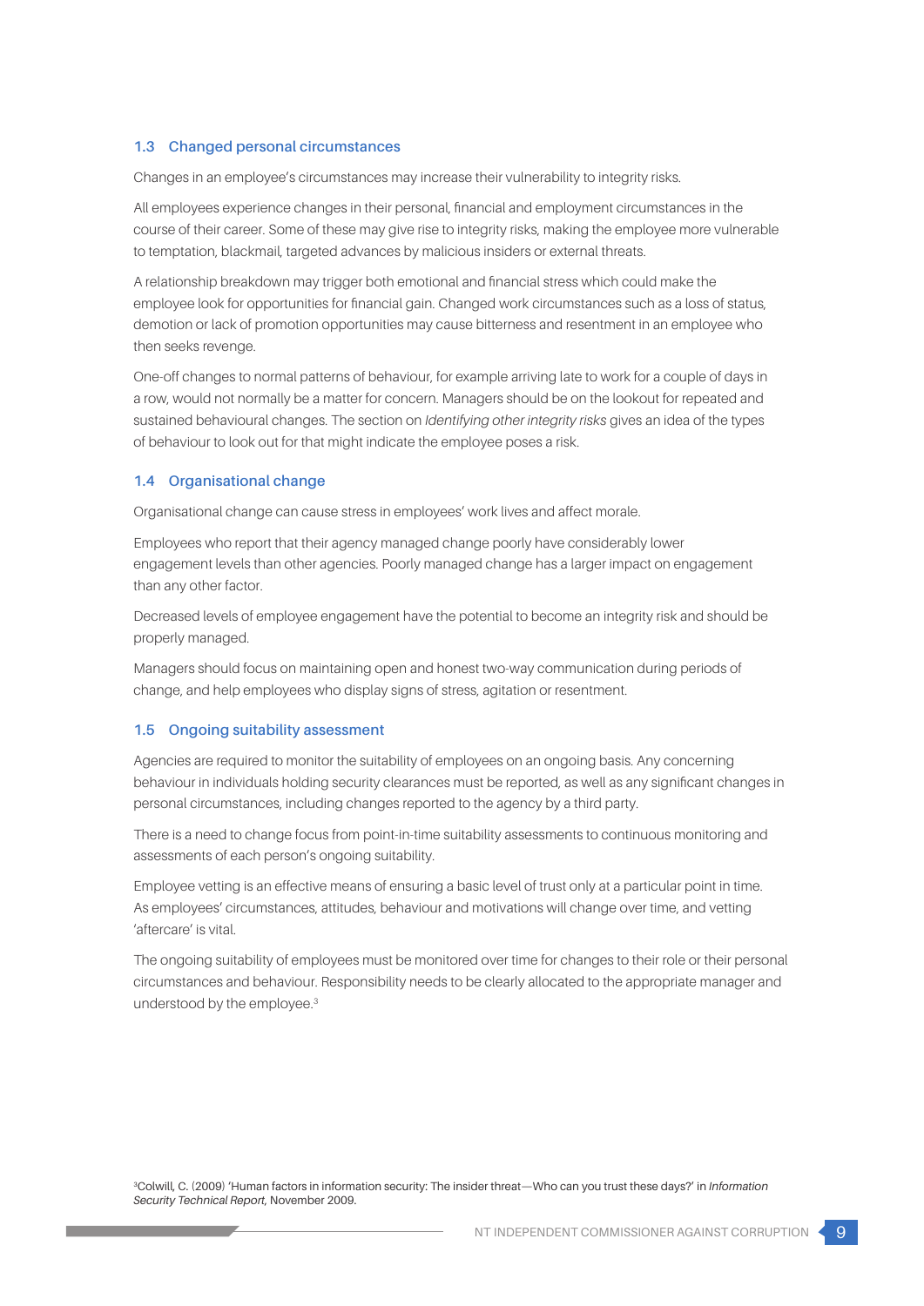### 1.3 Changed personal circumstances

Changes in an employee's circumstances may increase their vulnerability to integrity risks.

All employees experience changes in their personal, financial and employment circumstances in the course of their career. Some of these may give rise to integrity risks, making the employee more vulnerable to temptation, blackmail, targeted advances by malicious insiders or external threats.

A relationship breakdown may trigger both emotional and financial stress which could make the employee look for opportunities for financial gain. Changed work circumstances such as a loss of status, demotion or lack of promotion opportunities may cause bitterness and resentment in an employee who then seeks revenge.

One-off changes to normal patterns of behaviour, for example arriving late to work for a couple of days in a row, would not normally be a matter for concern. Managers should be on the lookout for repeated and sustained behavioural changes. The section on *Identifying other integrity risks* gives an idea of the types of behaviour to look out for that might indicate the employee poses a risk.

### 1.4 Organisational change

Organisational change can cause stress in employees' work lives and affect morale.

Employees who report that their agency managed change poorly have considerably lower engagement levels than other agencies. Poorly managed change has a larger impact on engagement than any other factor.

Decreased levels of employee engagement have the potential to become an integrity risk and should be properly managed.

Managers should focus on maintaining open and honest two-way communication during periods of change, and help employees who display signs of stress, agitation or resentment.

### 1.5 Ongoing suitability assessment

Agencies are required to monitor the suitability of employees on an ongoing basis. Any concerning behaviour in individuals holding security clearances must be reported, as well as any significant changes in personal circumstances, including changes reported to the agency by a third party.

There is a need to change focus from point-in-time suitability assessments to continuous monitoring and assessments of each person's ongoing suitability.

Employee vetting is an effective means of ensuring a basic level of trust only at a particular point in time. As employees' circumstances, attitudes, behaviour and motivations will change over time, and vetting 'aftercare' is vital.

The ongoing suitability of employees must be monitored over time for changes to their role or their personal circumstances and behaviour. Responsibility needs to be clearly allocated to the appropriate manager and understood by the employee.[3]

[3]Colwill, C. (2009) 'Human factors in information security: The insider threat—Who can you trust these days?' in *Information Security Technical Report*, November 2009.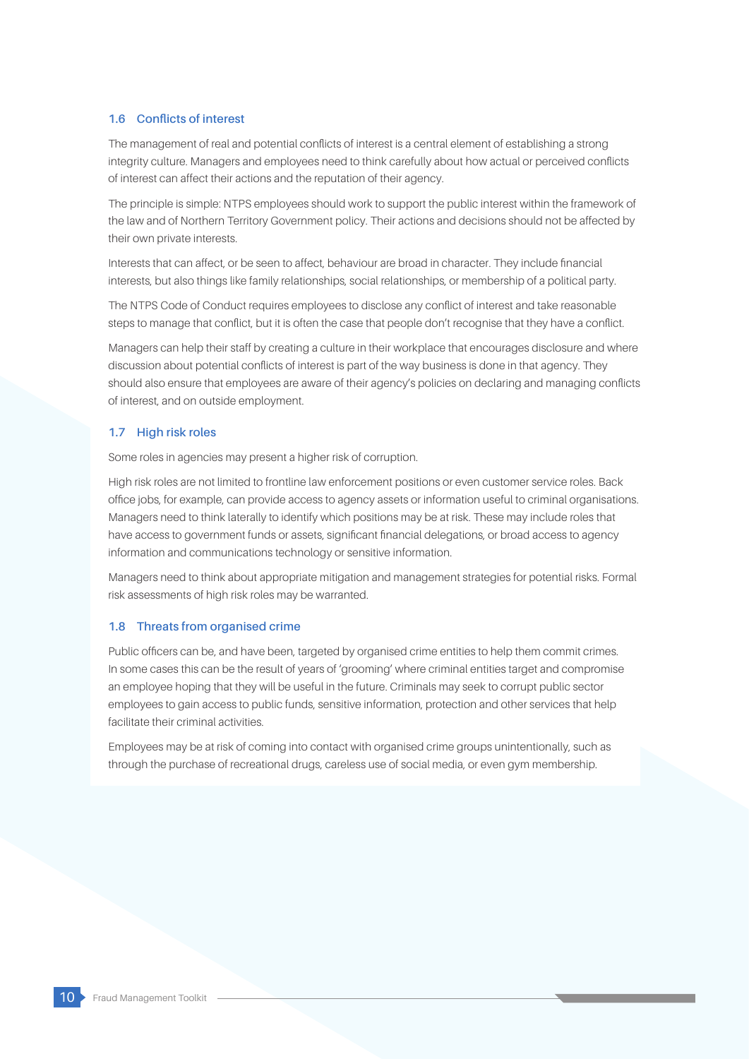### 1.6 Conflicts of interest

The management of real and potential conflicts of interest is a central element of establishing a strong integrity culture. Managers and employees need to think carefully about how actual or perceived conflicts of interest can affect their actions and the reputation of their agency.

The principle is simple: NTPS employees should work to support the public interest within the framework of the law and of Northern Territory Government policy. Their actions and decisions should not be affected by their own private interests.

Interests that can affect, or be seen to affect, behaviour are broad in character. They include financial interests, but also things like family relationships, social relationships, or membership of a political party.

The NTPS Code of Conduct requires employees to disclose any conflict of interest and take reasonable steps to manage that conflict, but it is often the case that people don't recognise that they have a conflict.

Managers can help their staff by creating a culture in their workplace that encourages disclosure and where discussion about potential conflicts of interest is part of the way business is done in that agency. They should also ensure that employees are aware of their agency's policies on declaring and managing conflicts of interest, and on outside employment.

### 1.7 High risk roles

Some roles in agencies may present a higher risk of corruption.

High risk roles are not limited to frontline law enforcement positions or even customer service roles. Back office jobs, for example, can provide access to agency assets or information useful to criminal organisations. Managers need to think laterally to identify which positions may be at risk. These may include roles that have access to government funds or assets, significant financial delegations, or broad access to agency information and communications technology or sensitive information.

Managers need to think about appropriate mitigation and management strategies for potential risks. Formal risk assessments of high risk roles may be warranted.

### 1.8 Threats from organised crime

Public officers can be, and have been, targeted by organised crime entities to help them commit crimes. In some cases this can be the result of years of 'grooming' where criminal entities target and compromise an employee hoping that they will be useful in the future. Criminals may seek to corrupt public sector employees to gain access to public funds, sensitive information, protection and other services that help facilitate their criminal activities.

Employees may be at risk of coming into contact with organised crime groups unintentionally, such as through the purchase of recreational drugs, careless use of social media, or even gym membership.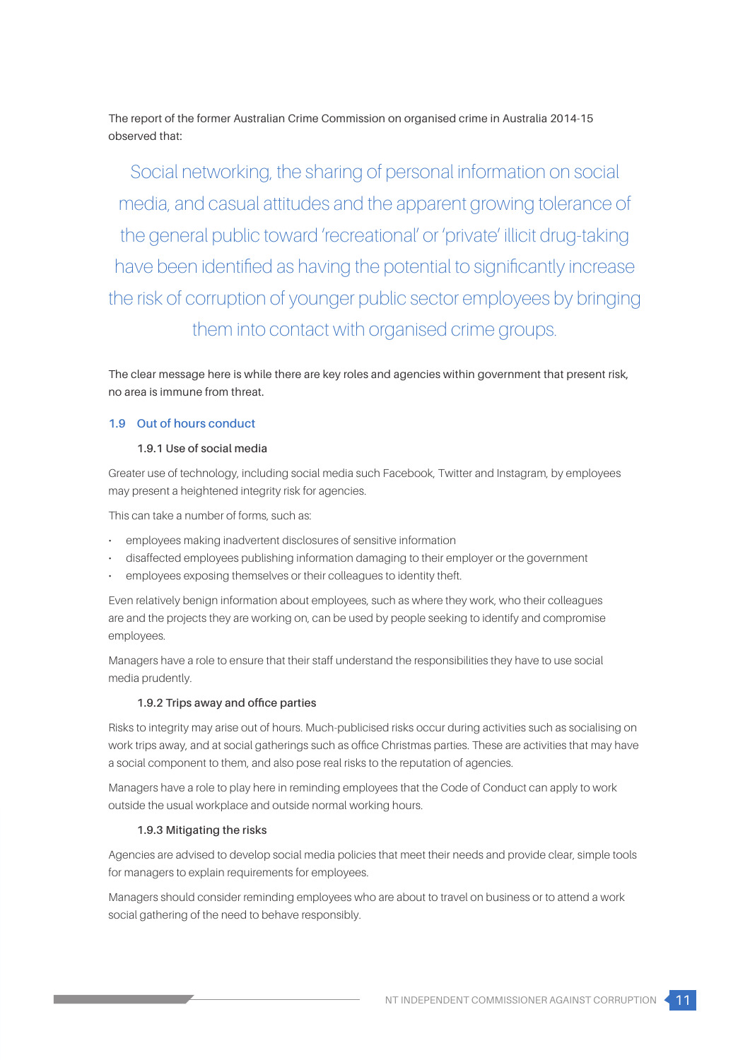The report of the former Australian Crime Commission on organised crime in Australia 2014-15 observed that:

> Social networking, the sharing of personal information on social media, and casual attitudes and the apparent growing tolerance of the general public toward 'recreational' or 'private' illicit drug-taking have been identified as having the potential to significantly increase the risk of corruption of younger public sector employees by bringing them into contact with organised crime groups.

The clear message here is while there are key roles and agencies within government that present risk, no area is immune from threat.

## 1.9 Out of hours conduct

### 1.9.1 Use of social media

Greater use of technology, including social media such Facebook, Twitter and Instagram, by employees may present a heightened integrity risk for agencies.

This can take a number of forms, such as:

- employees making inadvertent disclosures of sensitive information
- disaffected employees publishing information damaging to their employer or the government
- employees exposing themselves or their colleagues to identity theft.

Even relatively benign information about employees, such as where they work, who their colleagues are and the projects they are working on, can be used by people seeking to identify and compromise employees.

Managers have a role to ensure that their staff understand the responsibilities they have to use social media prudently.

### 1.9.2 Trips away and office parties

Risks to integrity may arise out of hours. Much-publicised risks occur during activities such as socialising on work trips away, and at social gatherings such as office Christmas parties. These are activities that may have a social component to them, and also pose real risks to the reputation of agencies.

Managers have a role to play here in reminding employees that the Code of Conduct can apply to work outside the usual workplace and outside normal working hours.

### 1.9.3 Mitigating the risks

Agencies are advised to develop social media policies that meet their needs and provide clear, simple tools for managers to explain requirements for employees.

Managers should consider reminding employees who are about to travel on business or to attend a work social gathering of the need to behave responsibly.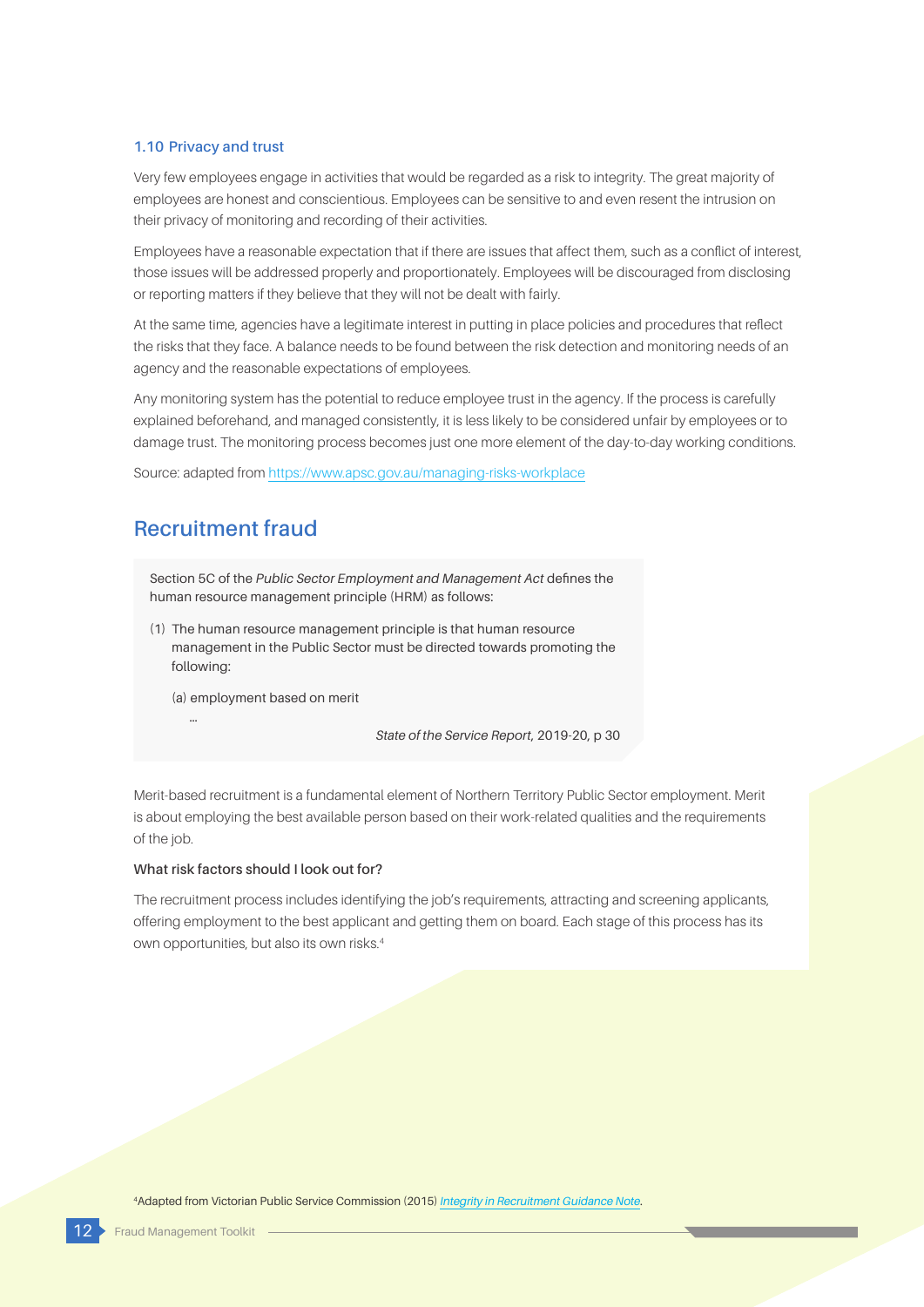### 1.10 Privacy and trust

Very few employees engage in activities that would be regarded as a risk to integrity. The great majority of employees are honest and conscientious. Employees can be sensitive to and even resent the intrusion on their privacy of monitoring and recording of their activities.

Employees have a reasonable expectation that if there are issues that affect them, such as a conflict of interest, those issues will be addressed properly and proportionately. Employees will be discouraged from disclosing or reporting matters if they believe that they will not be dealt with fairly.

At the same time, agencies have a legitimate interest in putting in place policies and procedures that reflect the risks that they face. A balance needs to be found between the risk detection and monitoring needs of an agency and the reasonable expectations of employees.

Any monitoring system has the potential to reduce employee trust in the agency. If the process is carefully explained beforehand, and managed consistently, it is less likely to be considered unfair by employees or to damage trust. The monitoring process becomes just one more element of the day-to-day working conditions.

Source: adapted from https://www.apsc.gov.au/managing-risks-workplace

## Recruitment fraud

> Section 5C of the *Public Sector Employment and Management Act* defines the human resource management principle (HRM) as follows:
>
> (1) The human resource management principle is that human resource management in the Public Sector must be directed towards promoting the following:
>
> (a) employment based on merit
>
> ...
>
> *State of the Service Report*, 2019-20, p 30

Merit-based recruitment is a fundamental element of Northern Territory Public Sector employment. Merit is about employing the best available person based on their work-related qualities and the requirements of the job.

**What risk factors should I look out for?**

The recruitment process includes identifying the job's requirements, attracting and screening applicants, offering employment to the best applicant and getting them on board. Each stage of this process has its own opportunities, but also its own risks.[4]

[4]Adapted from Victorian Public Service Commission (2015) *Integrity in Recruitment Guidance Note*.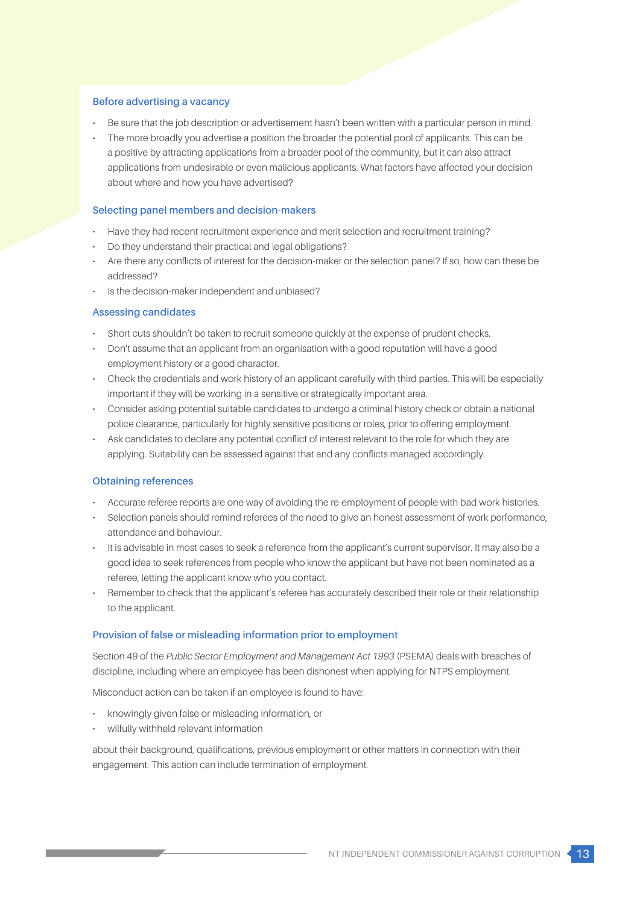### Before advertising a vacancy

- Be sure that the job description or advertisement hasn't been written with a particular person in mind.
- The more broadly you advertise a position the broader the potential pool of applicants. This can be a positive by attracting applications from a broader pool of the community, but it can also attract applications from undesirable or even malicious applicants. What factors have affected your decision about where and how you have advertised?

### Selecting panel members and decision-makers

- Have they had recent recruitment experience and merit selection and recruitment training?
- Do they understand their practical and legal obligations?
- Are there any conflicts of interest for the decision-maker or the selection panel? If so, how can these be addressed?
- Is the decision-maker independent and unbiased?

### Assessing candidates

- Short cuts shouldn't be taken to recruit someone quickly at the expense of prudent checks.
- Don't assume that an applicant from an organisation with a good reputation will have a good employment history or a good character.
- Check the credentials and work history of an applicant carefully with third parties. This will be especially important if they will be working in a sensitive or strategically important area.
- Consider asking potential suitable candidates to undergo a criminal history check or obtain a national police clearance, particularly for highly sensitive positions or roles, prior to offering employment.
- Ask candidates to declare any potential conflict of interest relevant to the role for which they are applying. Suitability can be assessed against that and any conflicts managed accordingly.

### Obtaining references

- Accurate referee reports are one way of avoiding the re-employment of people with bad work histories.
- Selection panels should remind referees of the need to give an honest assessment of work performance, attendance and behaviour.
- It is advisable in most cases to seek a reference from the applicant's current supervisor. It may also be a good idea to seek references from people who know the applicant but have not been nominated as a referee, letting the applicant know who you contact.
- Remember to check that the applicant's referee has accurately described their role or their relationship to the applicant.

### Provision of false or misleading information prior to employment

Section 49 of the *Public Sector Employment and Management Act 1993* (PSEMA) deals with breaches of discipline, including where an employee has been dishonest when applying for NTPS employment.

Misconduct action can be taken if an employee is found to have:

- knowingly given false or misleading information, or
- wilfully withheld relevant information

about their background, qualifications, previous employment or other matters in connection with their engagement. This action can include termination of employment.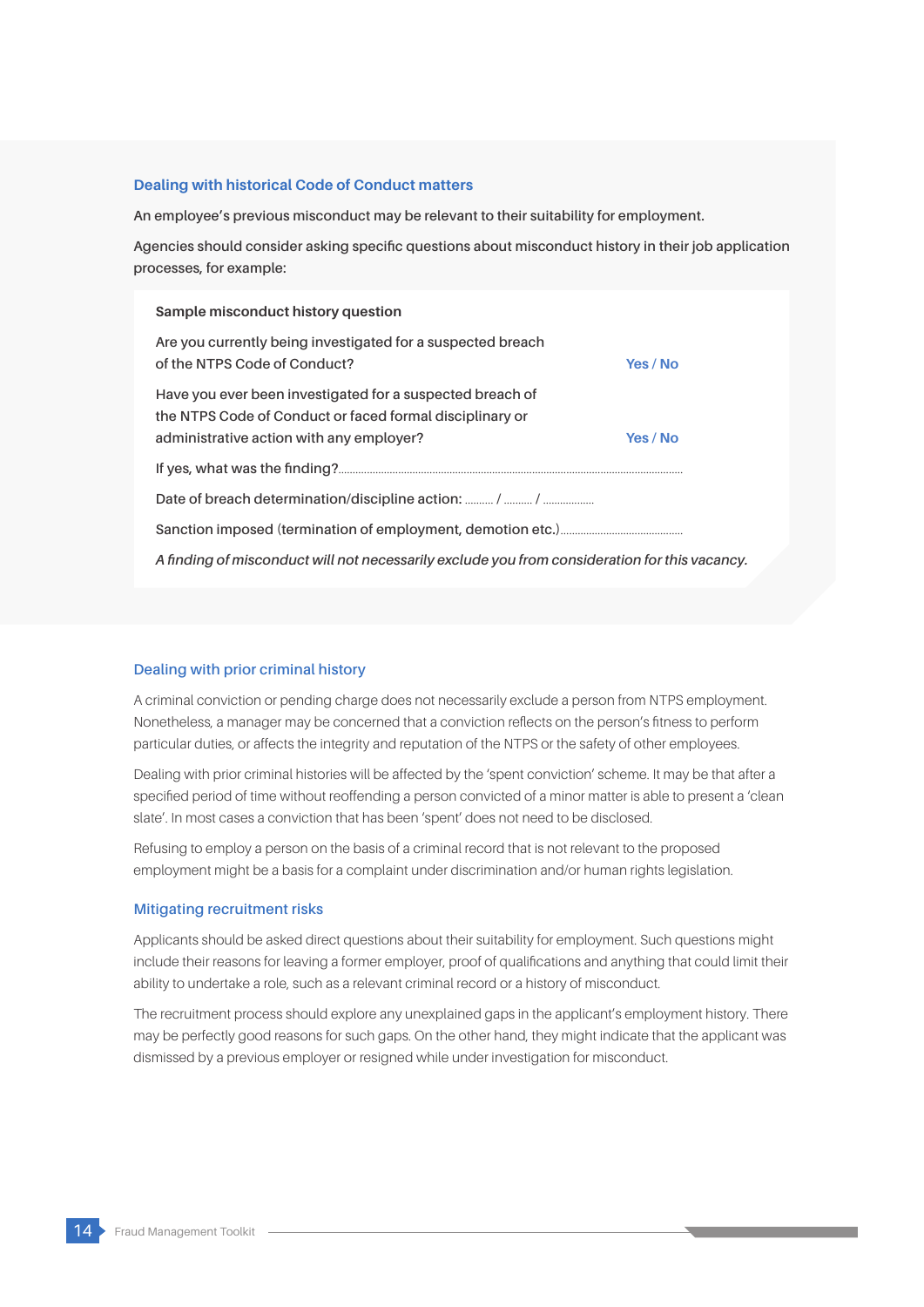## Dealing with historical Code of Conduct matters

An employee's previous misconduct may be relevant to their suitability for employment.

Agencies should consider asking specific questions about misconduct history in their job application processes, for example:

**Sample misconduct history question**

Are you currently being investigated for a suspected breach of the NTPS Code of Conduct? **Yes / No**

Have you ever been investigated for a suspected breach of the NTPS Code of Conduct or faced formal disciplinary or administrative action with any employer? **Yes / No**

If yes, what was the finding?..........................................................................................................

Date of breach determination/discipline action: .......... / .......... / ..................

Sanction imposed (termination of employment, demotion etc.)...........................................

*A finding of misconduct will not necessarily exclude you from consideration for this vacancy.*

## Dealing with prior criminal history

A criminal conviction or pending charge does not necessarily exclude a person from NTPS employment. Nonetheless, a manager may be concerned that a conviction reflects on the person's fitness to perform particular duties, or affects the integrity and reputation of the NTPS or the safety of other employees.

Dealing with prior criminal histories will be affected by the 'spent conviction' scheme. It may be that after a specified period of time without reoffending a person convicted of a minor matter is able to present a 'clean slate'. In most cases a conviction that has been 'spent' does not need to be disclosed.

Refusing to employ a person on the basis of a criminal record that is not relevant to the proposed employment might be a basis for a complaint under discrimination and/or human rights legislation.

## Mitigating recruitment risks

Applicants should be asked direct questions about their suitability for employment. Such questions might include their reasons for leaving a former employer, proof of qualifications and anything that could limit their ability to undertake a role, such as a relevant criminal record or a history of misconduct.

The recruitment process should explore any unexplained gaps in the applicant's employment history. There may be perfectly good reasons for such gaps. On the other hand, they might indicate that the applicant was dismissed by a previous employer or resigned while under investigation for misconduct.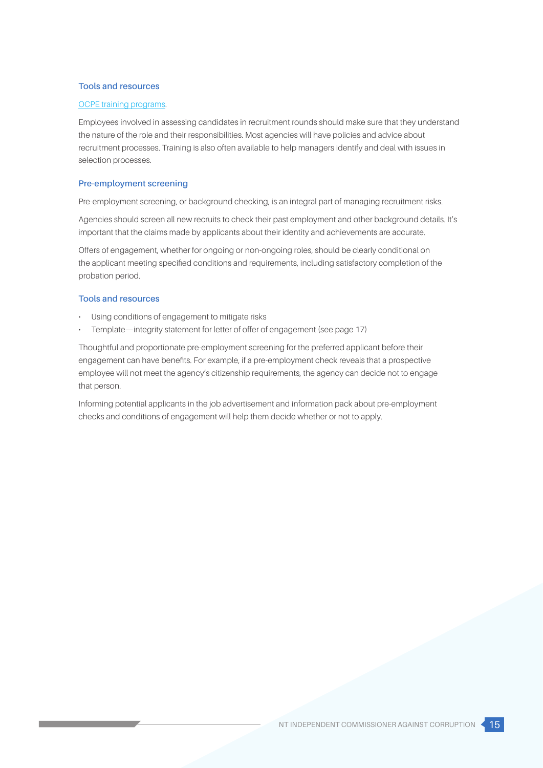### Tools and resources

[OCPE training programs](OCPE training programs).

Employees involved in assessing candidates in recruitment rounds should make sure that they understand the nature of the role and their responsibilities. Most agencies will have policies and advice about recruitment processes. Training is also often available to help managers identify and deal with issues in selection processes.

### Pre-employment screening

Pre-employment screening, or background checking, is an integral part of managing recruitment risks.

Agencies should screen all new recruits to check their past employment and other background details. It's important that the claims made by applicants about their identity and achievements are accurate.

Offers of engagement, whether for ongoing or non-ongoing roles, should be clearly conditional on the applicant meeting specified conditions and requirements, including satisfactory completion of the probation period.

### Tools and resources

- Using conditions of engagement to mitigate risks
- Template—integrity statement for letter of offer of engagement (see page 17)

Thoughtful and proportionate pre-employment screening for the preferred applicant before their engagement can have benefits. For example, if a pre-employment check reveals that a prospective employee will not meet the agency's citizenship requirements, the agency can decide not to engage that person.

Informing potential applicants in the job advertisement and information pack about pre-employment checks and conditions of engagement will help them decide whether or not to apply.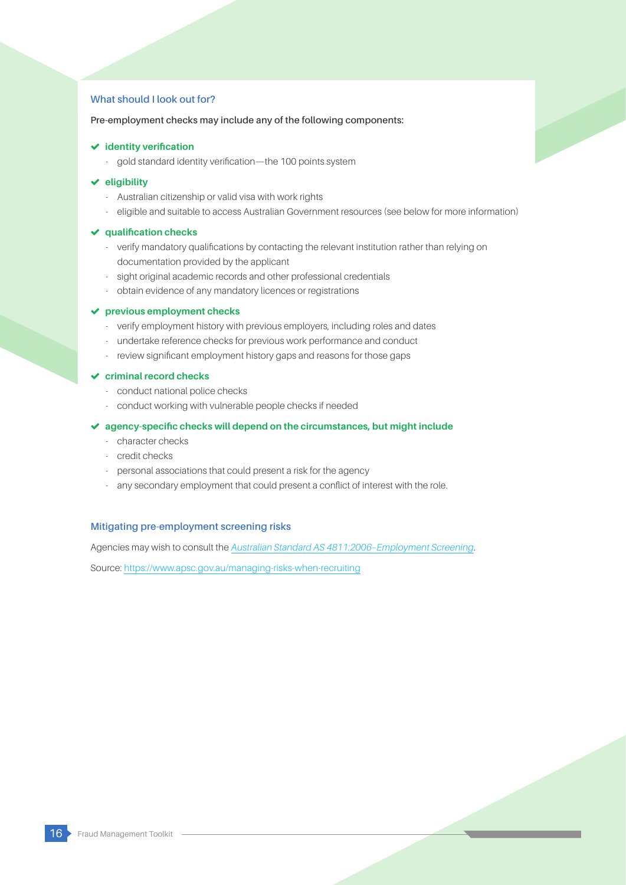### What should I look out for?

**Pre-employment checks may include any of the following components:**

- **identity verification**
  - gold standard identity verification—the 100 points system
- **eligibility**
  - Australian citizenship or valid visa with work rights
  - eligible and suitable to access Australian Government resources (see below for more information)
- **qualification checks**
  - verify mandatory qualifications by contacting the relevant institution rather than relying on documentation provided by the applicant
  - sight original academic records and other professional credentials
  - obtain evidence of any mandatory licences or registrations
- **previous employment checks**
  - verify employment history with previous employers, including roles and dates
  - undertake reference checks for previous work performance and conduct
  - review significant employment history gaps and reasons for those gaps
- **criminal record checks**
  - conduct national police checks
  - conduct working with vulnerable people checks if needed
- **agency-specific checks will depend on the circumstances, but might include**
  - character checks
  - credit checks
  - personal associations that could present a risk for the agency
  - any secondary employment that could present a conflict of interest with the role.

### Mitigating pre-employment screening risks

Agencies may wish to consult the *Australian Standard AS 4811:2006–Employment Screening*.

Source: https://www.apsc.gov.au/managing-risks-when-recruiting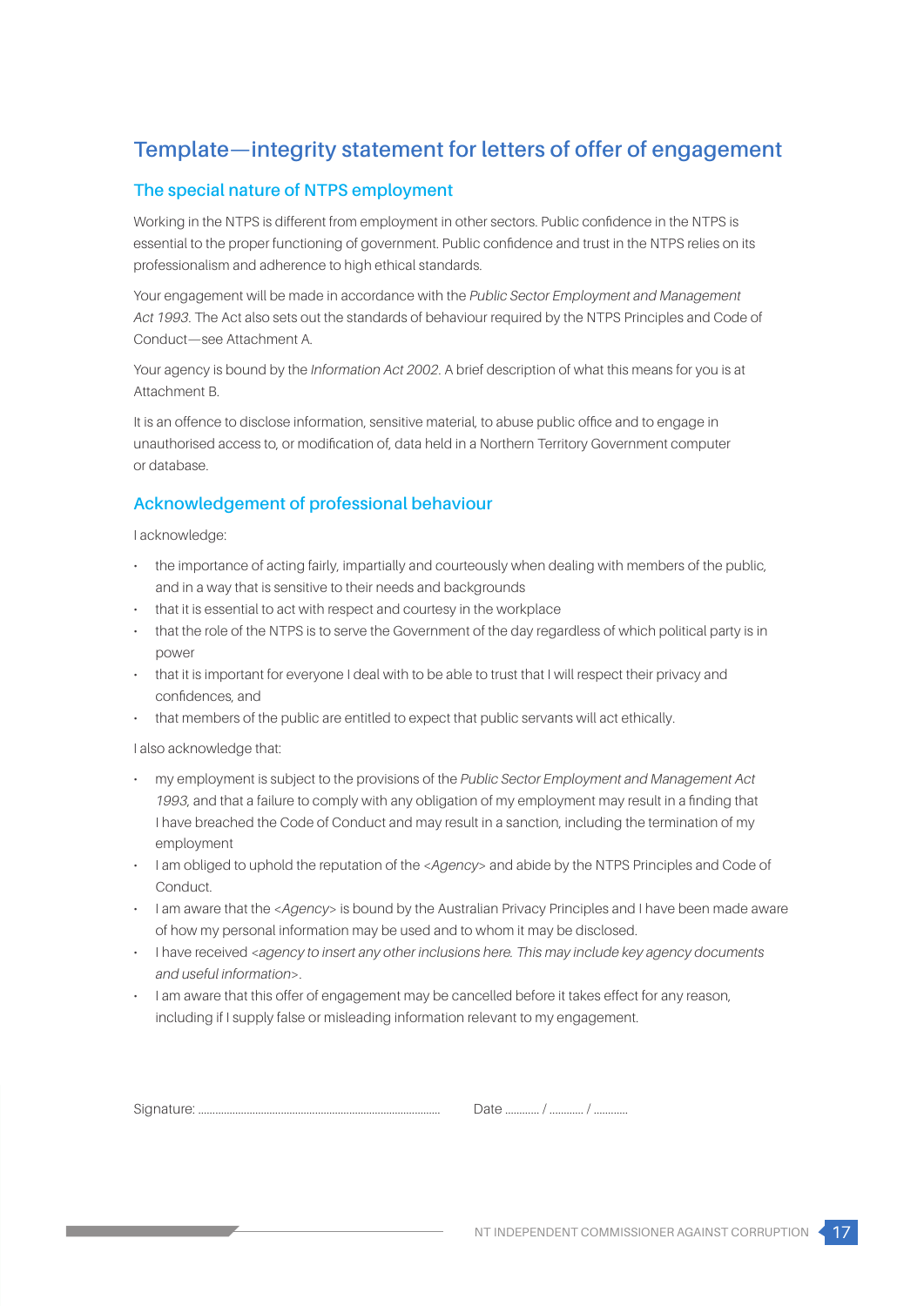# Template—integrity statement for letters of offer of engagement

## The special nature of NTPS employment

Working in the NTPS is different from employment in other sectors. Public confidence in the NTPS is essential to the proper functioning of government. Public confidence and trust in the NTPS relies on its professionalism and adherence to high ethical standards.

Your engagement will be made in accordance with the *Public Sector Employment and Management Act 1993*. The Act also sets out the standards of behaviour required by the NTPS Principles and Code of Conduct—see Attachment A.

Your agency is bound by the *Information Act 2002*. A brief description of what this means for you is at Attachment B.

It is an offence to disclose information, sensitive material, to abuse public office and to engage in unauthorised access to, or modification of, data held in a Northern Territory Government computer or database.

## Acknowledgement of professional behaviour

I acknowledge:

- the importance of acting fairly, impartially and courteously when dealing with members of the public, and in a way that is sensitive to their needs and backgrounds
- that it is essential to act with respect and courtesy in the workplace
- that the role of the NTPS is to serve the Government of the day regardless of which political party is in power
- that it is important for everyone I deal with to be able to trust that I will respect their privacy and confidences, and
- that members of the public are entitled to expect that public servants will act ethically.

I also acknowledge that:

- my employment is subject to the provisions of the *Public Sector Employment and Management Act 1993*, and that a failure to comply with any obligation of my employment may result in a finding that I have breached the Code of Conduct and may result in a sanction, including the termination of my employment
- I am obliged to uphold the reputation of the <*Agency*> and abide by the NTPS Principles and Code of Conduct.
- I am aware that the <*Agency*> is bound by the Australian Privacy Principles and I have been made aware of how my personal information may be used and to whom it may be disclosed.
- I have received <*agency to insert any other inclusions here. This may include key agency documents and useful information*>.
- I am aware that this offer of engagement may be cancelled before it takes effect for any reason, including if I supply false or misleading information relevant to my engagement.

Signature: ............................................................................ Date ........... / ........... / ...........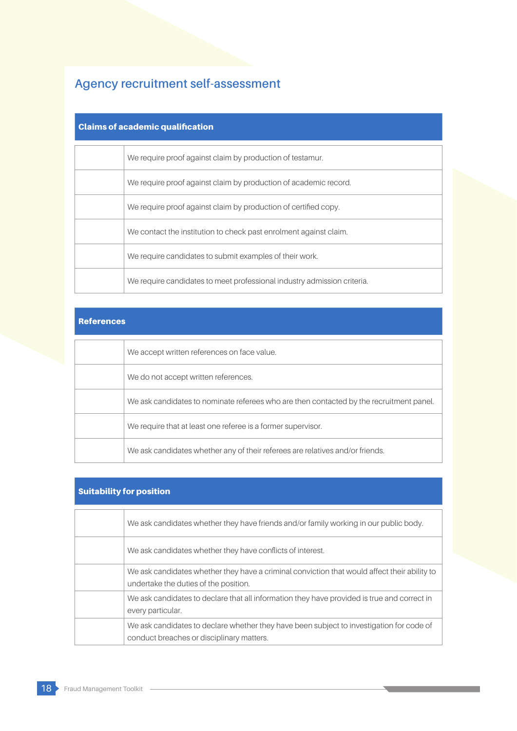## Agency recruitment self-assessment

| | Claims of academic qualification |
|---|---|
| | We require proof against claim by production of testamur. |
| | We require proof against claim by production of academic record. |
| | We require proof against claim by production of certified copy. |
| | We contact the institution to check past enrolment against claim. |
| | We require candidates to submit examples of their work. |
| | We require candidates to meet professional industry admission criteria. |

| | References |
|---|---|
| | We accept written references on face value. |
| | We do not accept written references. |
| | We ask candidates to nominate referees who are then contacted by the recruitment panel. |
| | We require that at least one referee is a former supervisor. |
| | We ask candidates whether any of their referees are relatives and/or friends. |

| | Suitability for position |
|---|---|
| | We ask candidates whether they have friends and/or family working in our public body. |
| | We ask candidates whether they have conflicts of interest. |
| | We ask candidates whether they have a criminal conviction that would affect their ability to undertake the duties of the position. |
| | We ask candidates to declare that all information they have provided is true and correct in every particular. |
| | We ask candidates to declare whether they have been subject to investigation for code of conduct breaches or disciplinary matters. |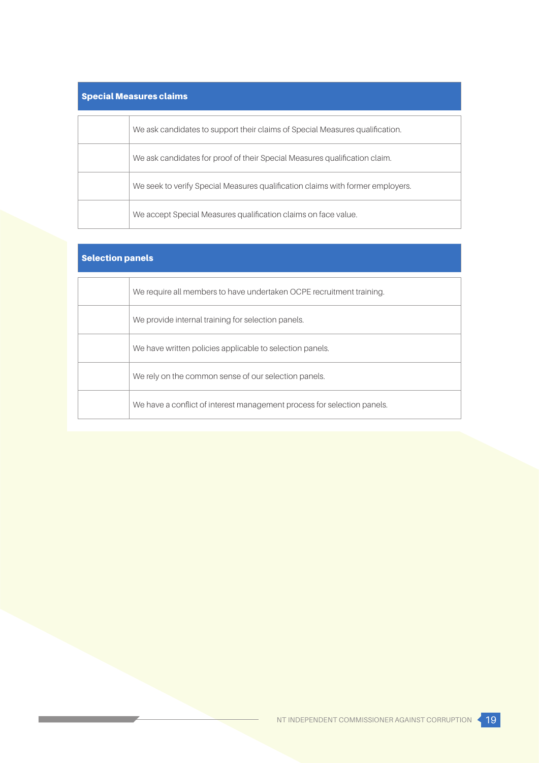| Special Measures claims | |
|---|---|
| | We ask candidates to support their claims of Special Measures qualification. |
| | We ask candidates for proof of their Special Measures qualification claim. |
| | We seek to verify Special Measures qualification claims with former employers. |
| | We accept Special Measures qualification claims on face value. |

| Selection panels | |
|---|---|
| | We require all members to have undertaken OCPE recruitment training. |
| | We provide internal training for selection panels. |
| | We have written policies applicable to selection panels. |
| | We rely on the common sense of our selection panels. |
| | We have a conflict of interest management process for selection panels. |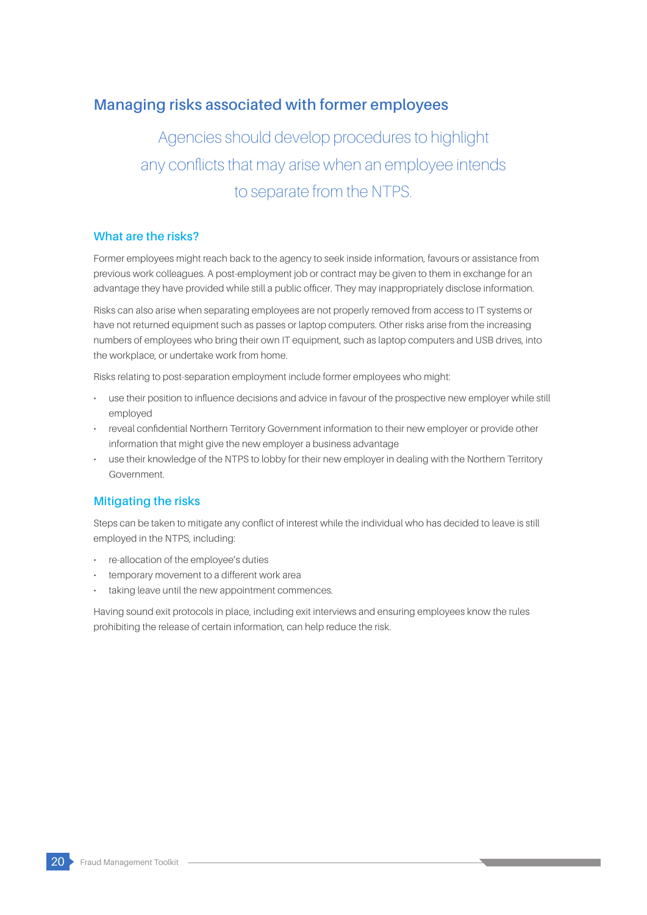## Managing risks associated with former employees

> Agencies should develop procedures to highlight any conflicts that may arise when an employee intends to separate from the NTPS.

### What are the risks?

Former employees might reach back to the agency to seek inside information, favours or assistance from previous work colleagues. A post-employment job or contract may be given to them in exchange for an advantage they have provided while still a public officer. They may inappropriately disclose information.

Risks can also arise when separating employees are not properly removed from access to IT systems or have not returned equipment such as passes or laptop computers. Other risks arise from the increasing numbers of employees who bring their own IT equipment, such as laptop computers and USB drives, into the workplace, or undertake work from home.

Risks relating to post-separation employment include former employees who might:

- use their position to influence decisions and advice in favour of the prospective new employer while still employed
- reveal confidential Northern Territory Government information to their new employer or provide other information that might give the new employer a business advantage
- use their knowledge of the NTPS to lobby for their new employer in dealing with the Northern Territory Government.

### Mitigating the risks

Steps can be taken to mitigate any conflict of interest while the individual who has decided to leave is still employed in the NTPS, including:

- re-allocation of the employee's duties
- temporary movement to a different work area
- taking leave until the new appointment commences.

Having sound exit protocols in place, including exit interviews and ensuring employees know the rules prohibiting the release of certain information, can help reduce the risk.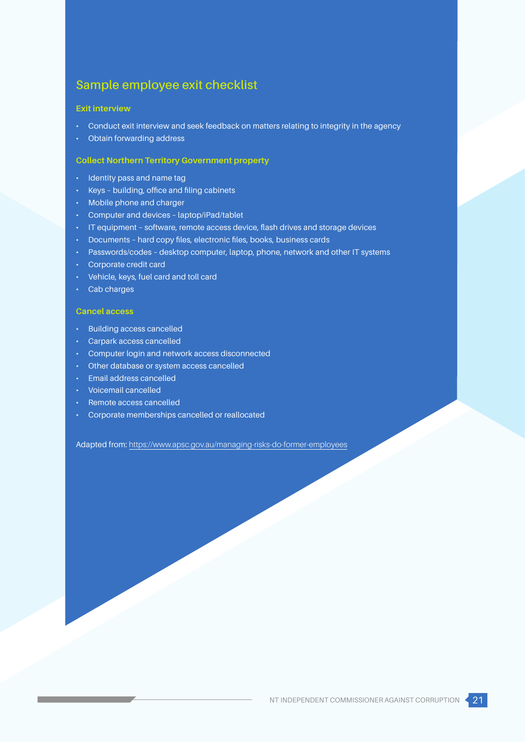## Sample employee exit checklist

### Exit interview

- Conduct exit interview and seek feedback on matters relating to integrity in the agency
- Obtain forwarding address

### Collect Northern Territory Government property

- Identity pass and name tag
- Keys – building, office and filing cabinets
- Mobile phone and charger
- Computer and devices – laptop/iPad/tablet
- IT equipment – software, remote access device, flash drives and storage devices
- Documents – hard copy files, electronic files, books, business cards
- Passwords/codes – desktop computer, laptop, phone, network and other IT systems
- Corporate credit card
- Vehicle, keys, fuel card and toll card
- Cab charges

### Cancel access

- Building access cancelled
- Carpark access cancelled
- Computer login and network access disconnected
- Other database or system access cancelled
- Email address cancelled
- Voicemail cancelled
- Remote access cancelled
- Corporate memberships cancelled or reallocated

Adapted from: https://www.apsc.gov.au/managing-risks-do-former-employees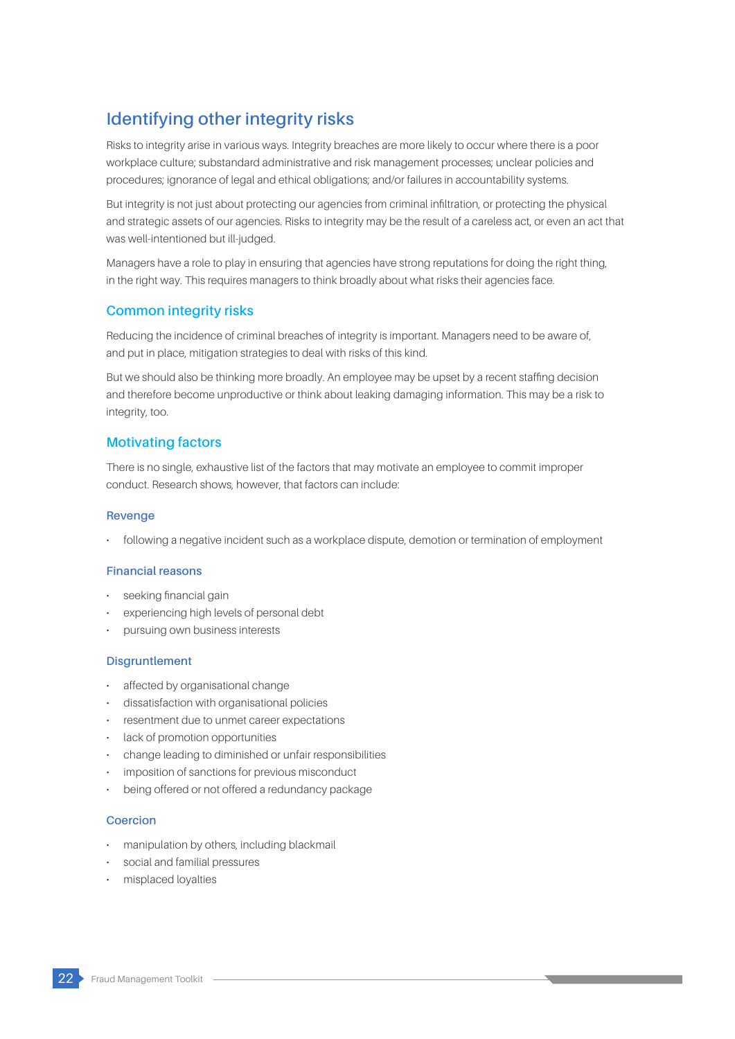# Identifying other integrity risks

Risks to integrity arise in various ways. Integrity breaches are more likely to occur where there is a poor workplace culture; substandard administrative and risk management processes; unclear policies and procedures; ignorance of legal and ethical obligations; and/or failures in accountability systems.

But integrity is not just about protecting our agencies from criminal infiltration, or protecting the physical and strategic assets of our agencies. Risks to integrity may be the result of a careless act, or even an act that was well-intentioned but ill-judged.

Managers have a role to play in ensuring that agencies have strong reputations for doing the right thing, in the right way. This requires managers to think broadly about what risks their agencies face.

## Common integrity risks

Reducing the incidence of criminal breaches of integrity is important. Managers need to be aware of, and put in place, mitigation strategies to deal with risks of this kind.

But we should also be thinking more broadly. An employee may be upset by a recent staffing decision and therefore become unproductive or think about leaking damaging information. This may be a risk to integrity, too.

## Motivating factors

There is no single, exhaustive list of the factors that may motivate an employee to commit improper conduct. Research shows, however, that factors can include:

### Revenge

- following a negative incident such as a workplace dispute, demotion or termination of employment

### Financial reasons

- seeking financial gain
- experiencing high levels of personal debt
- pursuing own business interests

### Disgruntlement

- affected by organisational change
- dissatisfaction with organisational policies
- resentment due to unmet career expectations
- lack of promotion opportunities
- change leading to diminished or unfair responsibilities
- imposition of sanctions for previous misconduct
- being offered or not offered a redundancy package

### Coercion

- manipulation by others, including blackmail
- social and familial pressures
- misplaced loyalties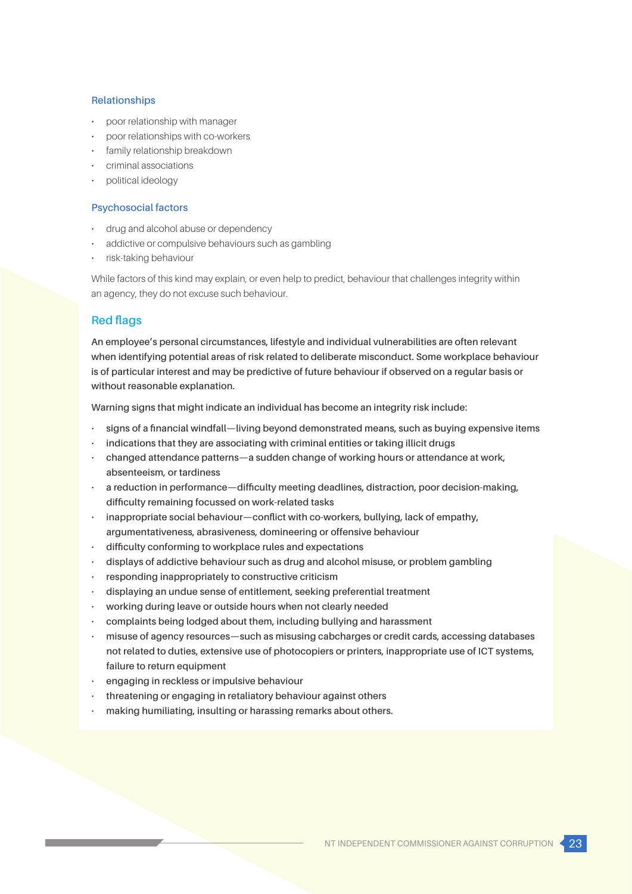### Relationships

- poor relationship with manager
- poor relationships with co-workers
- family relationship breakdown
- criminal associations
- political ideology

### Psychosocial factors

- drug and alcohol abuse or dependency
- addictive or compulsive behaviours such as gambling
- risk-taking behaviour

While factors of this kind may explain, or even help to predict, behaviour that challenges integrity within an agency, they do not excuse such behaviour.

## Red flags

An employee's personal circumstances, lifestyle and individual vulnerabilities are often relevant when identifying potential areas of risk related to deliberate misconduct. Some workplace behaviour is of particular interest and may be predictive of future behaviour if observed on a regular basis or without reasonable explanation.

Warning signs that might indicate an individual has become an integrity risk include:

- signs of a financial windfall—living beyond demonstrated means, such as buying expensive items
- indications that they are associating with criminal entities or taking illicit drugs
- changed attendance patterns—a sudden change of working hours or attendance at work, absenteeism, or tardiness
- a reduction in performance—difficulty meeting deadlines, distraction, poor decision-making, difficulty remaining focussed on work-related tasks
- inappropriate social behaviour—conflict with co-workers, bullying, lack of empathy, argumentativeness, abrasiveness, domineering or offensive behaviour
- difficulty conforming to workplace rules and expectations
- displays of addictive behaviour such as drug and alcohol misuse, or problem gambling
- responding inappropriately to constructive criticism
- displaying an undue sense of entitlement, seeking preferential treatment
- working during leave or outside hours when not clearly needed
- complaints being lodged about them, including bullying and harassment
- misuse of agency resources—such as misusing cabcharges or credit cards, accessing databases not related to duties, extensive use of photocopiers or printers, inappropriate use of ICT systems, failure to return equipment
- engaging in reckless or impulsive behaviour
- threatening or engaging in retaliatory behaviour against others
- making humiliating, insulting or harassing remarks about others.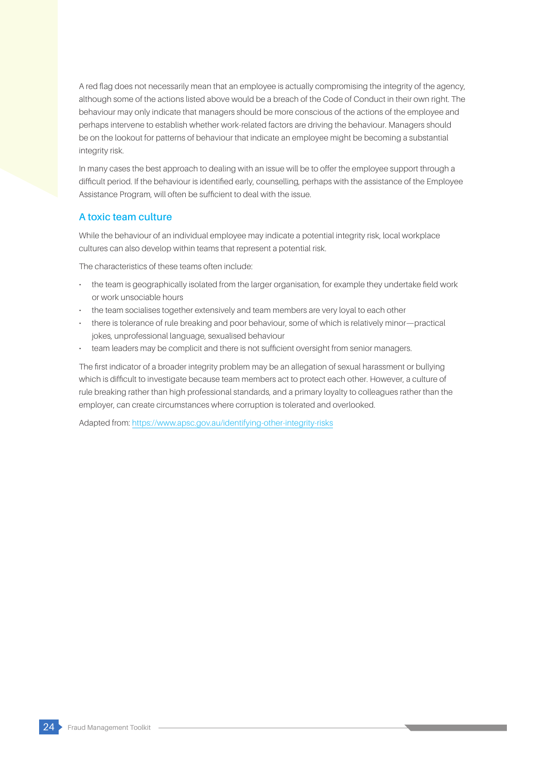A red flag does not necessarily mean that an employee is actually compromising the integrity of the agency, although some of the actions listed above would be a breach of the Code of Conduct in their own right. The behaviour may only indicate that managers should be more conscious of the actions of the employee and perhaps intervene to establish whether work-related factors are driving the behaviour. Managers should be on the lookout for patterns of behaviour that indicate an employee might be becoming a substantial integrity risk.

In many cases the best approach to dealing with an issue will be to offer the employee support through a difficult period. If the behaviour is identified early, counselling, perhaps with the assistance of the Employee Assistance Program, will often be sufficient to deal with the issue.

### A toxic team culture

While the behaviour of an individual employee may indicate a potential integrity risk, local workplace cultures can also develop within teams that represent a potential risk.

The characteristics of these teams often include:

- the team is geographically isolated from the larger organisation, for example they undertake field work or work unsociable hours
- the team socialises together extensively and team members are very loyal to each other
- there is tolerance of rule breaking and poor behaviour, some of which is relatively minor—practical jokes, unprofessional language, sexualised behaviour
- team leaders may be complicit and there is not sufficient oversight from senior managers.

The first indicator of a broader integrity problem may be an allegation of sexual harassment or bullying which is difficult to investigate because team members act to protect each other. However, a culture of rule breaking rather than high professional standards, and a primary loyalty to colleagues rather than the employer, can create circumstances where corruption is tolerated and overlooked.

Adapted from: [https://www.apsc.gov.au/identifying-other-integrity-risks](https://www.apsc.gov.au/identifying-other-integrity-risks)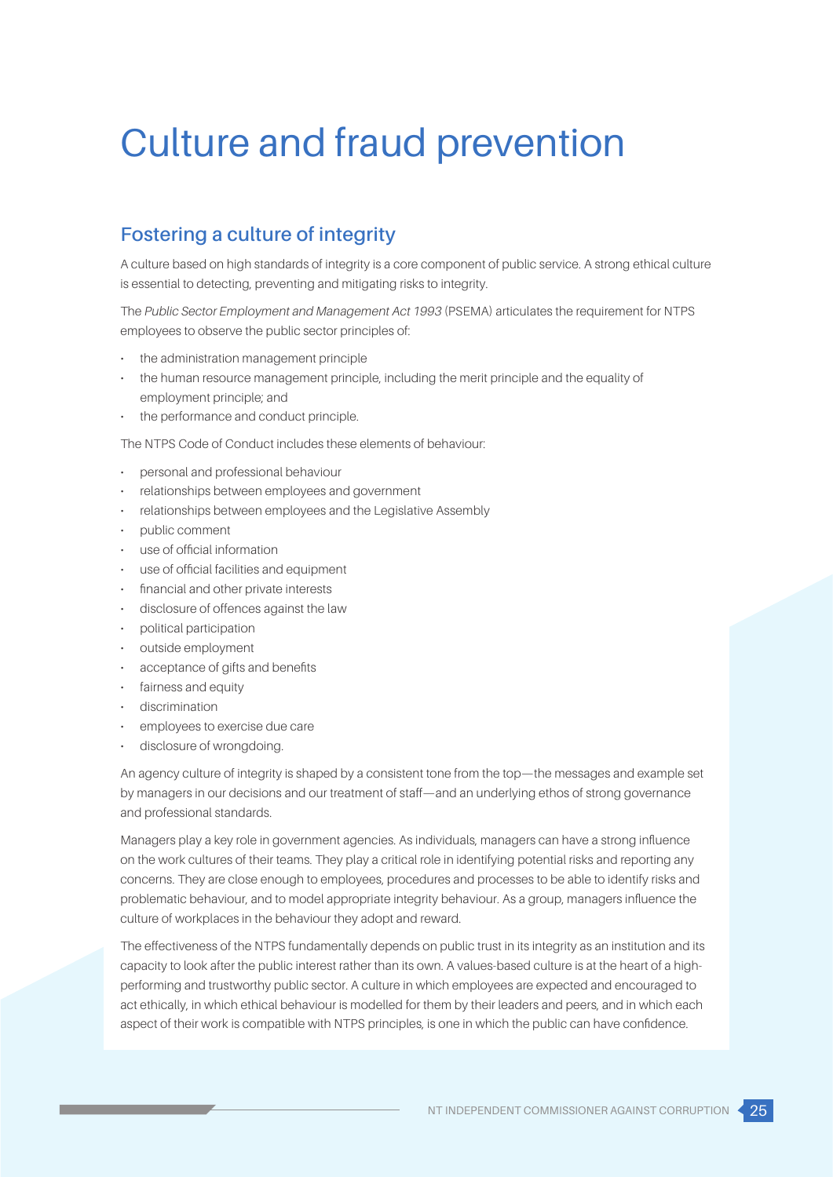# Culture and fraud prevention

## Fostering a culture of integrity

A culture based on high standards of integrity is a core component of public service. A strong ethical culture is essential to detecting, preventing and mitigating risks to integrity.

The *Public Sector Employment and Management Act 1993* (PSEMA) articulates the requirement for NTPS employees to observe the public sector principles of:

- the administration management principle
- the human resource management principle, including the merit principle and the equality of employment principle; and
- the performance and conduct principle.

The NTPS Code of Conduct includes these elements of behaviour:

- personal and professional behaviour
- relationships between employees and government
- relationships between employees and the Legislative Assembly
- public comment
- use of official information
- use of official facilities and equipment
- financial and other private interests
- disclosure of offences against the law
- political participation
- outside employment
- acceptance of gifts and benefits
- fairness and equity
- discrimination
- employees to exercise due care
- disclosure of wrongdoing.

An agency culture of integrity is shaped by a consistent tone from the top—the messages and example set by managers in our decisions and our treatment of staff—and an underlying ethos of strong governance and professional standards.

Managers play a key role in government agencies. As individuals, managers can have a strong influence on the work cultures of their teams. They play a critical role in identifying potential risks and reporting any concerns. They are close enough to employees, procedures and processes to be able to identify risks and problematic behaviour, and to model appropriate integrity behaviour. As a group, managers influence the culture of workplaces in the behaviour they adopt and reward.

The effectiveness of the NTPS fundamentally depends on public trust in its integrity as an institution and its capacity to look after the public interest rather than its own. A values-based culture is at the heart of a high-performing and trustworthy public sector. A culture in which employees are expected and encouraged to act ethically, in which ethical behaviour is modelled for them by their leaders and peers, and in which each aspect of their work is compatible with NTPS principles, is one in which the public can have confidence.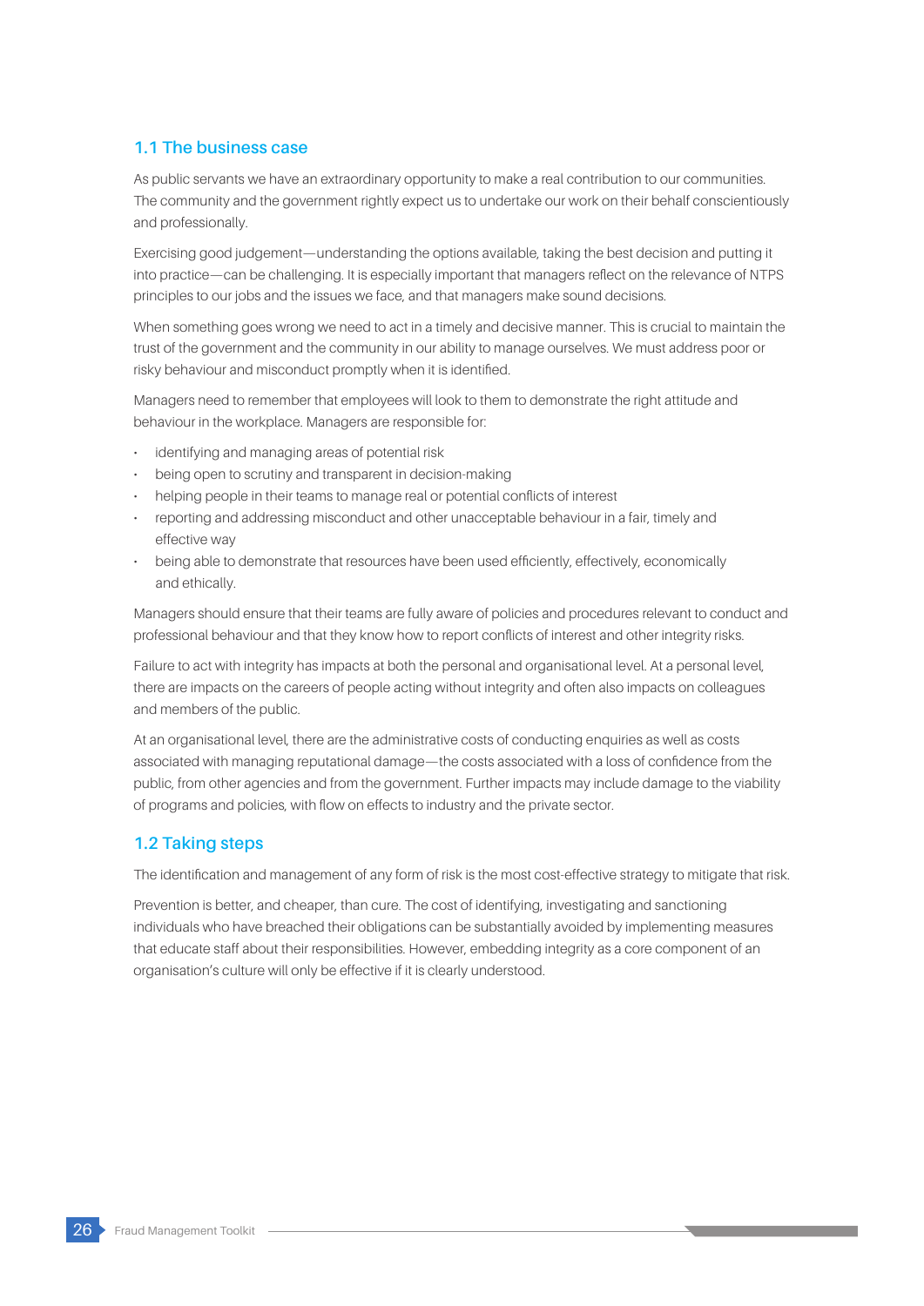## 1.1 The business case

As public servants we have an extraordinary opportunity to make a real contribution to our communities. The community and the government rightly expect us to undertake our work on their behalf conscientiously and professionally.

Exercising good judgement—understanding the options available, taking the best decision and putting it into practice—can be challenging. It is especially important that managers reflect on the relevance of NTPS principles to our jobs and the issues we face, and that managers make sound decisions.

When something goes wrong we need to act in a timely and decisive manner. This is crucial to maintain the trust of the government and the community in our ability to manage ourselves. We must address poor or risky behaviour and misconduct promptly when it is identified.

Managers need to remember that employees will look to them to demonstrate the right attitude and behaviour in the workplace. Managers are responsible for:

- identifying and managing areas of potential risk
- being open to scrutiny and transparent in decision-making
- helping people in their teams to manage real or potential conflicts of interest
- reporting and addressing misconduct and other unacceptable behaviour in a fair, timely and effective way
- being able to demonstrate that resources have been used efficiently, effectively, economically and ethically.

Managers should ensure that their teams are fully aware of policies and procedures relevant to conduct and professional behaviour and that they know how to report conflicts of interest and other integrity risks.

Failure to act with integrity has impacts at both the personal and organisational level. At a personal level, there are impacts on the careers of people acting without integrity and often also impacts on colleagues and members of the public.

At an organisational level, there are the administrative costs of conducting enquiries as well as costs associated with managing reputational damage—the costs associated with a loss of confidence from the public, from other agencies and from the government. Further impacts may include damage to the viability of programs and policies, with flow on effects to industry and the private sector.

## 1.2 Taking steps

The identification and management of any form of risk is the most cost-effective strategy to mitigate that risk.

Prevention is better, and cheaper, than cure. The cost of identifying, investigating and sanctioning individuals who have breached their obligations can be substantially avoided by implementing measures that educate staff about their responsibilities. However, embedding integrity as a core component of an organisation's culture will only be effective if it is clearly understood.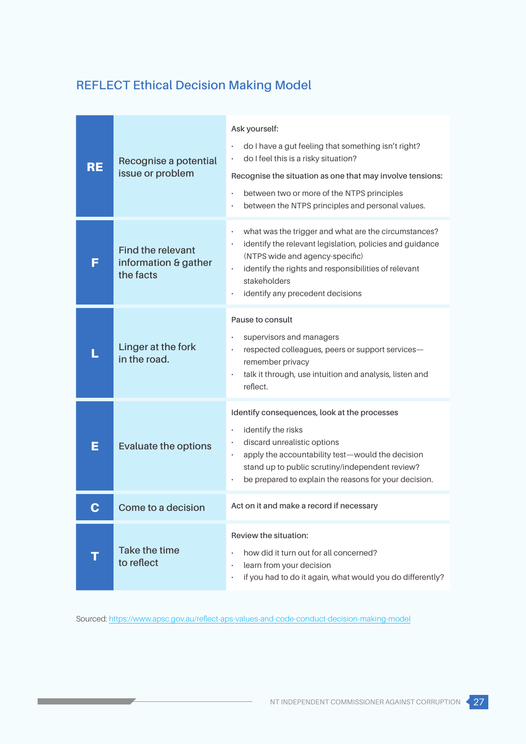## REFLECT Ethical Decision Making Model

| | | |
|---|---|---|
| **RE** | Recognise a potential issue or problem | Ask yourself:<br>• do I have a gut feeling that something isn't right?<br>• do I feel this is a risky situation?<br>Recognise the situation as one that may involve tensions:<br>• between two or more of the NTPS principles<br>• between the NTPS principles and personal values. |
| **F** | Find the relevant information & gather the facts | • what was the trigger and what are the circumstances?<br>• identify the relevant legislation, policies and guidance (NTPS wide and agency-specific)<br>• identify the rights and responsibilities of relevant stakeholders<br>• identify any precedent decisions |
| **L** | Linger at the fork in the road. | Pause to consult<br>• supervisors and managers<br>• respected colleagues, peers or support services—remember privacy<br>• talk it through, use intuition and analysis, listen and reflect. |
| **E** | Evaluate the options | Identify consequences, look at the processes<br>• identify the risks<br>• discard unrealistic options<br>• apply the accountability test—would the decision stand up to public scrutiny/independent review?<br>• be prepared to explain the reasons for your decision. |
| **C** | Come to a decision | Act on it and make a record if necessary |
| **T** | Take the time to reflect | Review the situation:<br>• how did it turn out for all concerned?<br>• learn from your decision<br>• if you had to do it again, what would you do differently? |

Sourced: https://www.apsc.gov.au/reflect-aps-values-and-code-conduct-decision-making-model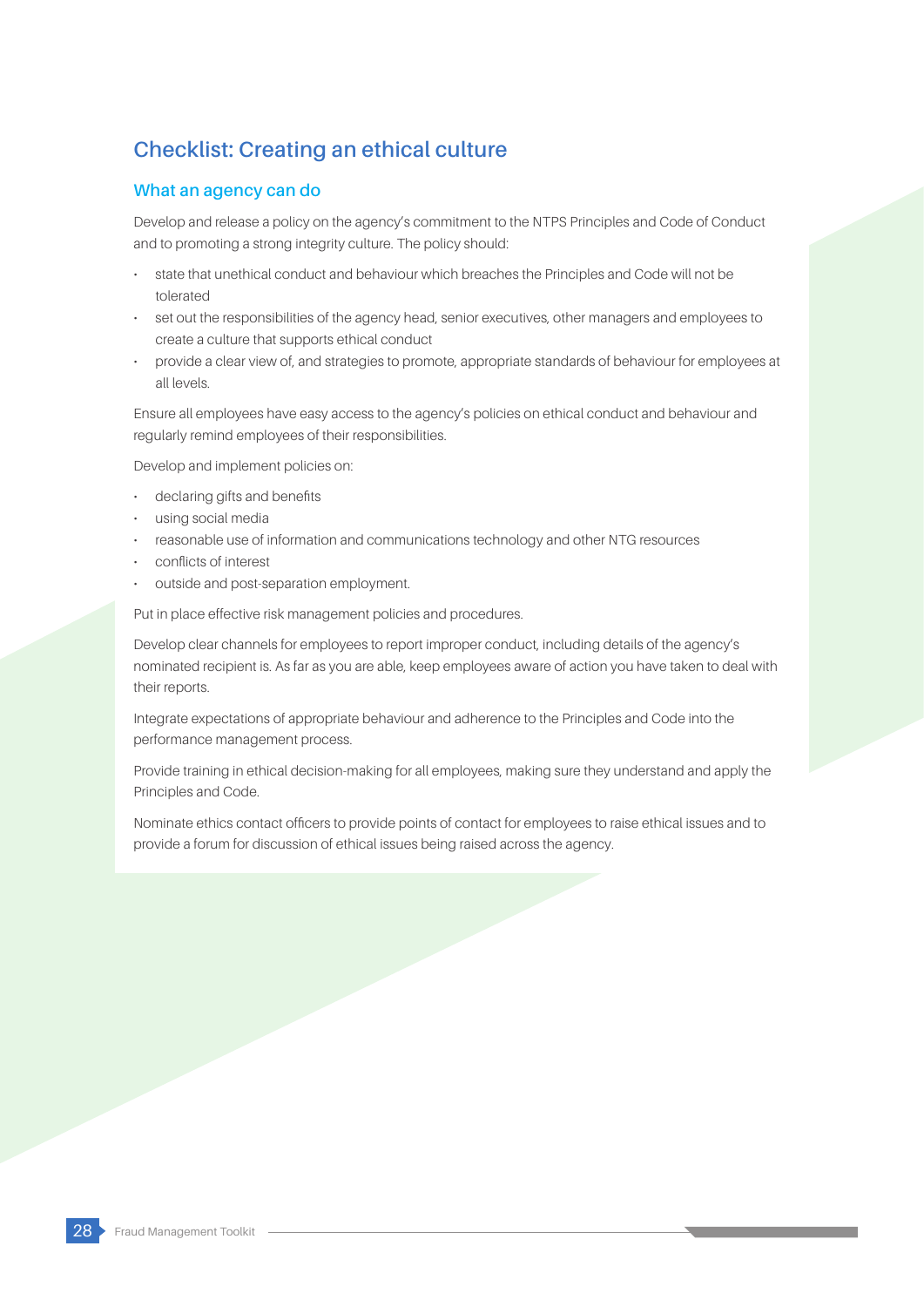## Checklist: Creating an ethical culture

### What an agency can do

Develop and release a policy on the agency's commitment to the NTPS Principles and Code of Conduct and to promoting a strong integrity culture. The policy should:

- state that unethical conduct and behaviour which breaches the Principles and Code will not be tolerated
- set out the responsibilities of the agency head, senior executives, other managers and employees to create a culture that supports ethical conduct
- provide a clear view of, and strategies to promote, appropriate standards of behaviour for employees at all levels.

Ensure all employees have easy access to the agency's policies on ethical conduct and behaviour and regularly remind employees of their responsibilities.

Develop and implement policies on:

- declaring gifts and benefits
- using social media
- reasonable use of information and communications technology and other NTG resources
- conflicts of interest
- outside and post-separation employment.

Put in place effective risk management policies and procedures.

Develop clear channels for employees to report improper conduct, including details of the agency's nominated recipient is. As far as you are able, keep employees aware of action you have taken to deal with their reports.

Integrate expectations of appropriate behaviour and adherence to the Principles and Code into the performance management process.

Provide training in ethical decision-making for all employees, making sure they understand and apply the Principles and Code.

Nominate ethics contact officers to provide points of contact for employees to raise ethical issues and to provide a forum for discussion of ethical issues being raised across the agency.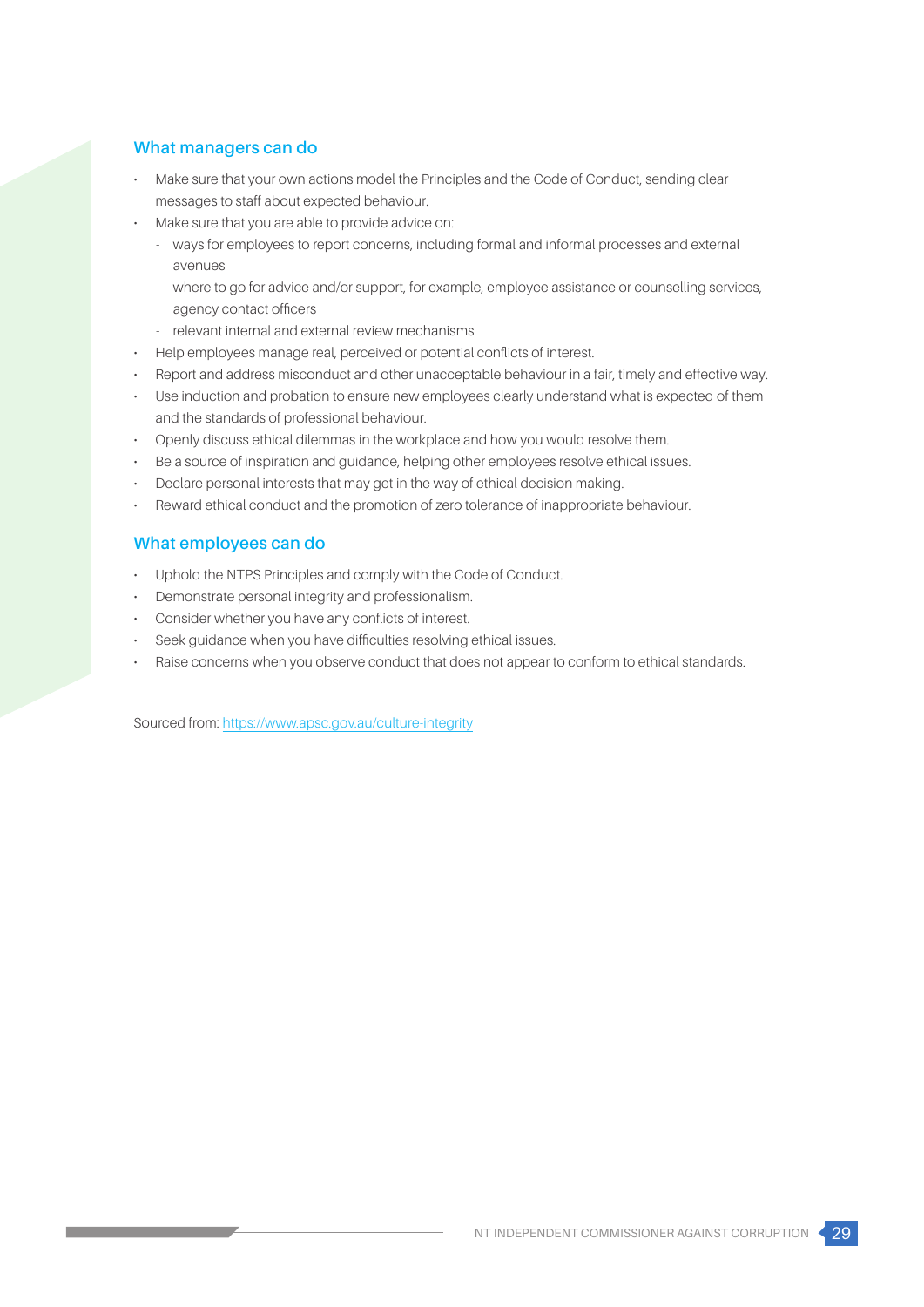## What managers can do

- Make sure that your own actions model the Principles and the Code of Conduct, sending clear messages to staff about expected behaviour.
- Make sure that you are able to provide advice on:
  - ways for employees to report concerns, including formal and informal processes and external avenues
  - where to go for advice and/or support, for example, employee assistance or counselling services, agency contact officers
  - relevant internal and external review mechanisms
- Help employees manage real, perceived or potential conflicts of interest.
- Report and address misconduct and other unacceptable behaviour in a fair, timely and effective way.
- Use induction and probation to ensure new employees clearly understand what is expected of them and the standards of professional behaviour.
- Openly discuss ethical dilemmas in the workplace and how you would resolve them.
- Be a source of inspiration and guidance, helping other employees resolve ethical issues.
- Declare personal interests that may get in the way of ethical decision making.
- Reward ethical conduct and the promotion of zero tolerance of inappropriate behaviour.

## What employees can do

- Uphold the NTPS Principles and comply with the Code of Conduct.
- Demonstrate personal integrity and professionalism.
- Consider whether you have any conflicts of interest.
- Seek guidance when you have difficulties resolving ethical issues.
- Raise concerns when you observe conduct that does not appear to conform to ethical standards.

Sourced from: https://www.apsc.gov.au/culture-integrity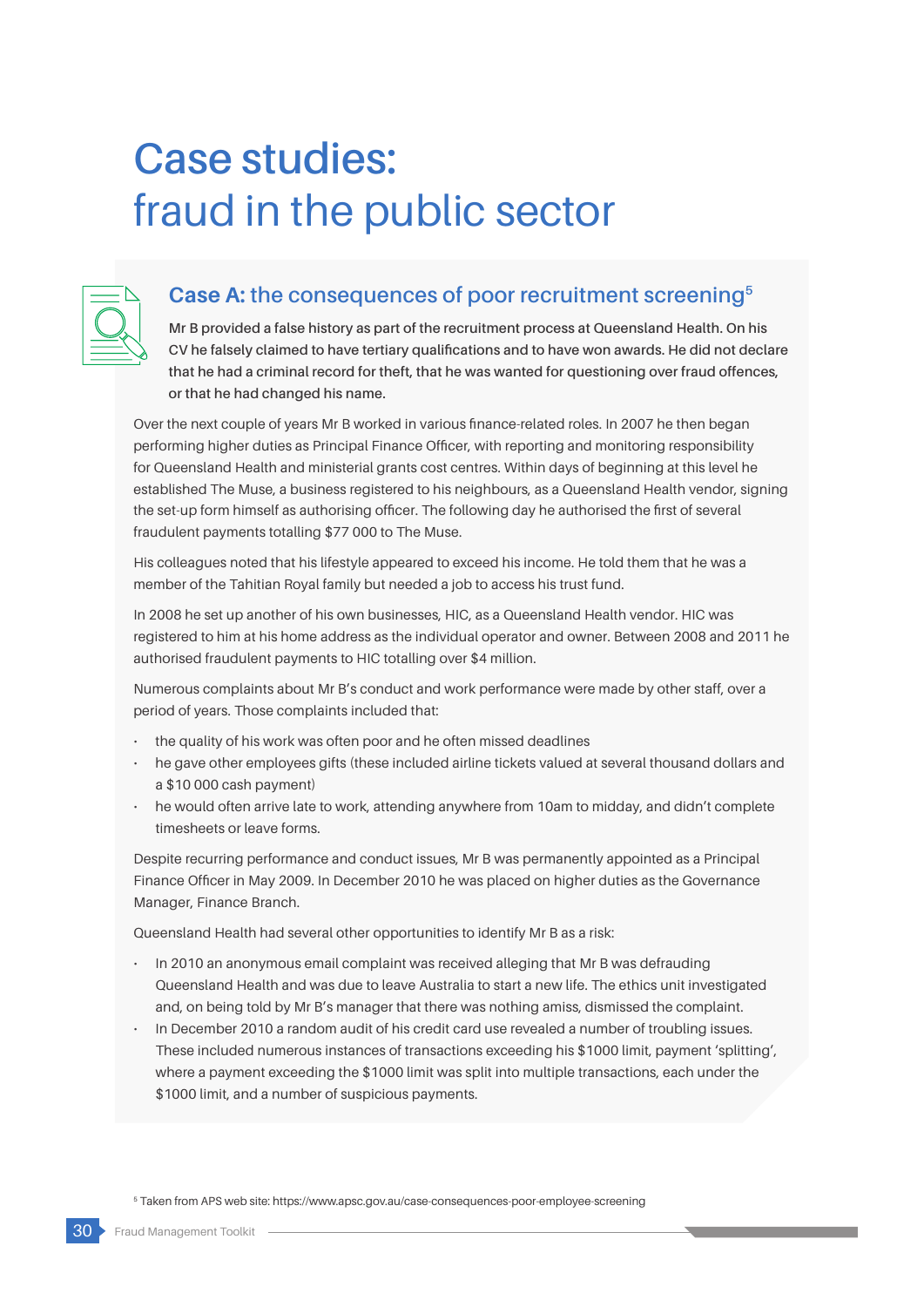# Case studies: fraud in the public sector

## Case A: the consequences of poor recruitment screening[5]

**Mr B provided a false history as part of the recruitment process at Queensland Health. On his CV he falsely claimed to have tertiary qualifications and to have won awards. He did not declare that he had a criminal record for theft, that he was wanted for questioning over fraud offences, or that he had changed his name.**

Over the next couple of years Mr B worked in various finance-related roles. In 2007 he then began performing higher duties as Principal Finance Officer, with reporting and monitoring responsibility for Queensland Health and ministerial grants cost centres. Within days of beginning at this level he established The Muse, a business registered to his neighbours, as a Queensland Health vendor, signing the set-up form himself as authorising officer. The following day he authorised the first of several fraudulent payments totalling $77 000 to The Muse.

His colleagues noted that his lifestyle appeared to exceed his income. He told them that he was a member of the Tahitian Royal family but needed a job to access his trust fund.

In 2008 he set up another of his own businesses, HIC, as a Queensland Health vendor. HIC was registered to him at his home address as the individual operator and owner. Between 2008 and 2011 he authorised fraudulent payments to HIC totalling over $4 million.

Numerous complaints about Mr B's conduct and work performance were made by other staff, over a period of years. Those complaints included that:

- the quality of his work was often poor and he often missed deadlines
- he gave other employees gifts (these included airline tickets valued at several thousand dollars and a $10 000 cash payment)
- he would often arrive late to work, attending anywhere from 10am to midday, and didn't complete timesheets or leave forms.

Despite recurring performance and conduct issues, Mr B was permanently appointed as a Principal Finance Officer in May 2009. In December 2010 he was placed on higher duties as the Governance Manager, Finance Branch.

Queensland Health had several other opportunities to identify Mr B as a risk:

- In 2010 an anonymous email complaint was received alleging that Mr B was defrauding Queensland Health and was due to leave Australia to start a new life. The ethics unit investigated and, on being told by Mr B's manager that there was nothing amiss, dismissed the complaint.
- In December 2010 a random audit of his credit card use revealed a number of troubling issues. These included numerous instances of transactions exceeding his $1000 limit, payment 'splitting', where a payment exceeding the $1000 limit was split into multiple transactions, each under the $1000 limit, and a number of suspicious payments.

[5] Taken from APS web site: https://www.apsc.gov.au/case-consequences-poor-employee-screening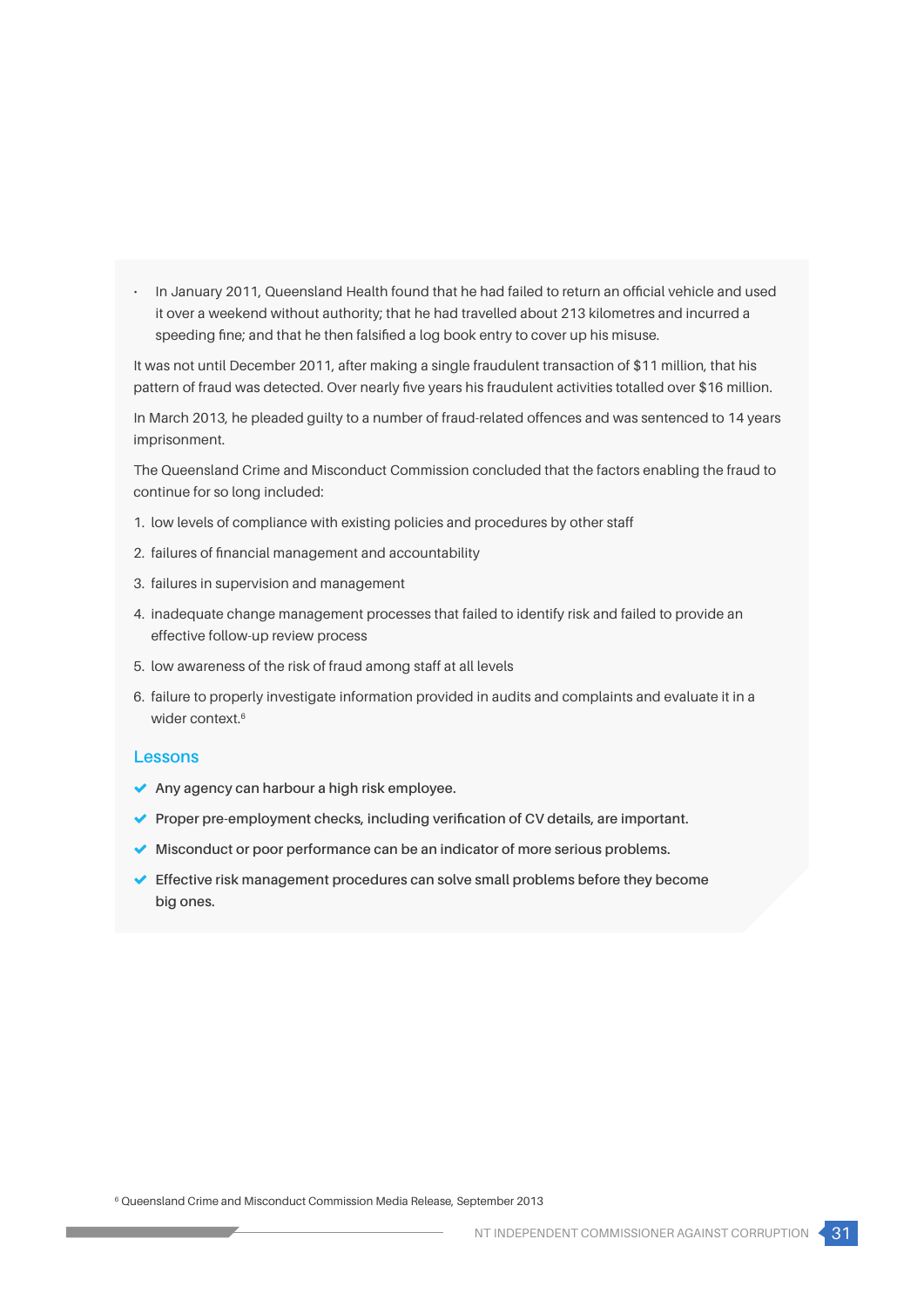- In January 2011, Queensland Health found that he had failed to return an official vehicle and used it over a weekend without authority; that he had travelled about 213 kilometres and incurred a speeding fine; and that he then falsified a log book entry to cover up his misuse.

It was not until December 2011, after making a single fraudulent transaction of $11 million, that his pattern of fraud was detected. Over nearly five years his fraudulent activities totalled over $16 million.

In March 2013, he pleaded guilty to a number of fraud-related offences and was sentenced to 14 years imprisonment.

The Queensland Crime and Misconduct Commission concluded that the factors enabling the fraud to continue for so long included:

1. low levels of compliance with existing policies and procedures by other staff
2. failures of financial management and accountability
3. failures in supervision and management
4. inadequate change management processes that failed to identify risk and failed to provide an effective follow-up review process
5. low awareness of the risk of fraud among staff at all levels
6. failure to properly investigate information provided in audits and complaints and evaluate it in a wider context.[6]

## Lessons

- ✔ **Any agency can harbour a high risk employee.**
- ✔ **Proper pre-employment checks, including verification of CV details, are important.**
- ✔ **Misconduct or poor performance can be an indicator of more serious problems.**
- ✔ **Effective risk management procedures can solve small problems before they become big ones.**

[6] Queensland Crime and Misconduct Commission Media Release, September 2013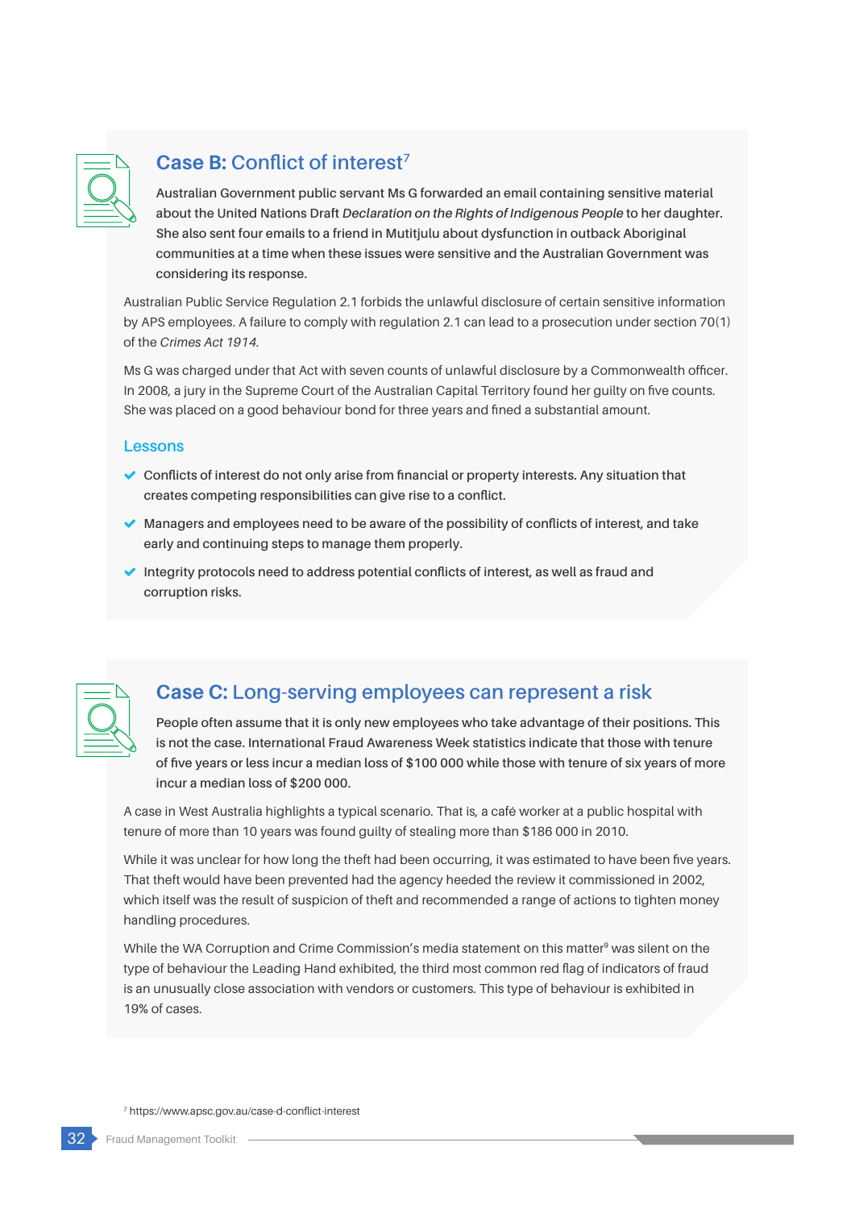## **Case B:** Conflict of interest[7]

Australian Government public servant Ms G forwarded an email containing sensitive material about the United Nations Draft *Declaration on the Rights of Indigenous People* to her daughter. She also sent four emails to a friend in Mutitjulu about dysfunction in outback Aboriginal communities at a time when these issues were sensitive and the Australian Government was considering its response.

Australian Public Service Regulation 2.1 forbids the unlawful disclosure of certain sensitive information by APS employees. A failure to comply with regulation 2.1 can lead to a prosecution under section 70(1) of the *Crimes Act 1914.*

Ms G was charged under that Act with seven counts of unlawful disclosure by a Commonwealth officer. In 2008, a jury in the Supreme Court of the Australian Capital Territory found her guilty on five counts. She was placed on a good behaviour bond for three years and fined a substantial amount.

### Lessons

- Conflicts of interest do not only arise from financial or property interests. Any situation that creates competing responsibilities can give rise to a conflict.
- Managers and employees need to be aware of the possibility of conflicts of interest, and take early and continuing steps to manage them properly.
- Integrity protocols need to address potential conflicts of interest, as well as fraud and corruption risks.

## **Case C:** Long-serving employees can represent a risk

People often assume that it is only new employees who take advantage of their positions. This is not the case. International Fraud Awareness Week statistics indicate that those with tenure of five years or less incur a median loss of $100 000 while those with tenure of six years of more incur a median loss of $200 000.

A case in West Australia highlights a typical scenario. That is, a café worker at a public hospital with tenure of more than 10 years was found guilty of stealing more than $186 000 in 2010.

While it was unclear for how long the theft had been occurring, it was estimated to have been five years. That theft would have been prevented had the agency heeded the review it commissioned in 2002, which itself was the result of suspicion of theft and recommended a range of actions to tighten money handling procedures.

While the WA Corruption and Crime Commission's media statement on this matter[9] was silent on the type of behaviour the Leading Hand exhibited, the third most common red flag of indicators of fraud is an unusually close association with vendors or customers. This type of behaviour is exhibited in 19% of cases.

[7] https://www.apsc.gov.au/case-d-conflict-interest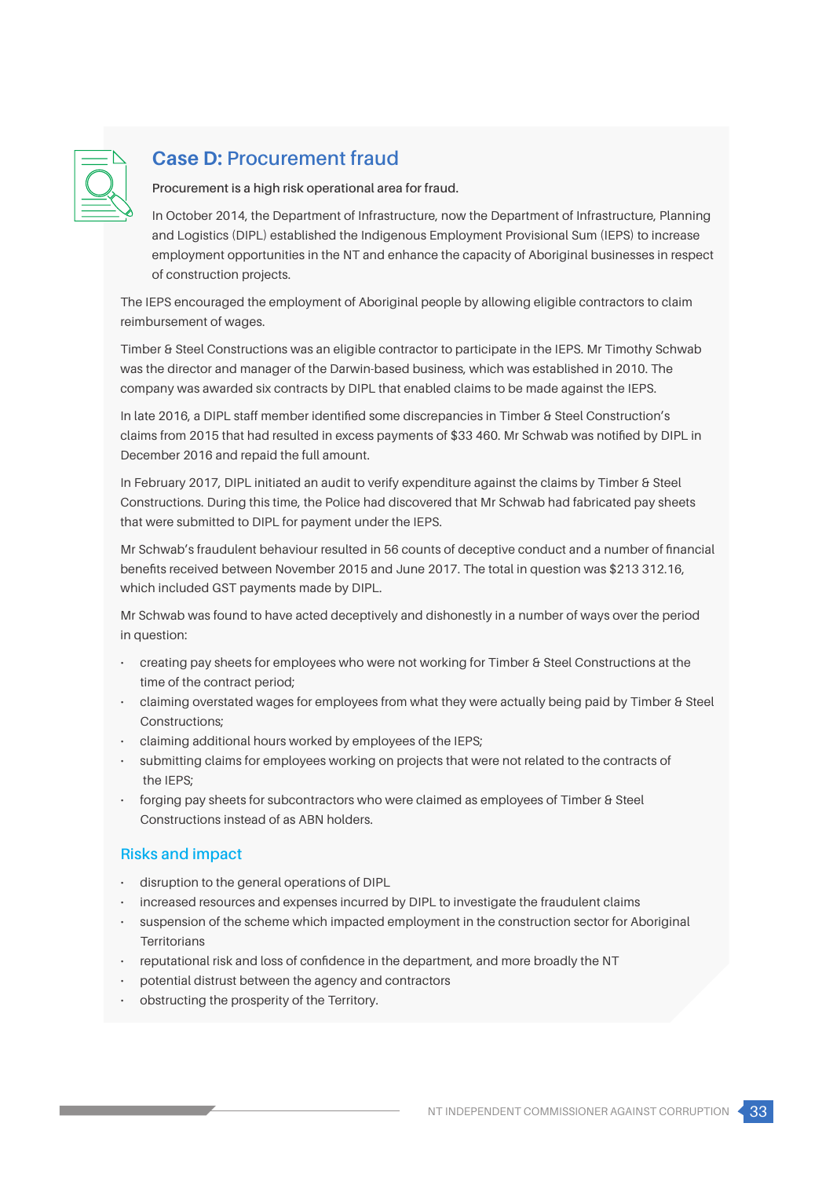## Case D: Procurement fraud

**Procurement is a high risk operational area for fraud.**

In October 2014, the Department of Infrastructure, now the Department of Infrastructure, Planning and Logistics (DIPL) established the Indigenous Employment Provisional Sum (IEPS) to increase employment opportunities in the NT and enhance the capacity of Aboriginal businesses in respect of construction projects.

The IEPS encouraged the employment of Aboriginal people by allowing eligible contractors to claim reimbursement of wages.

Timber & Steel Constructions was an eligible contractor to participate in the IEPS. Mr Timothy Schwab was the director and manager of the Darwin-based business, which was established in 2010. The company was awarded six contracts by DIPL that enabled claims to be made against the IEPS.

In late 2016, a DIPL staff member identified some discrepancies in Timber & Steel Construction's claims from 2015 that had resulted in excess payments of $33 460. Mr Schwab was notified by DIPL in December 2016 and repaid the full amount.

In February 2017, DIPL initiated an audit to verify expenditure against the claims by Timber & Steel Constructions. During this time, the Police had discovered that Mr Schwab had fabricated pay sheets that were submitted to DIPL for payment under the IEPS.

Mr Schwab's fraudulent behaviour resulted in 56 counts of deceptive conduct and a number of financial benefits received between November 2015 and June 2017. The total in question was $213 312.16, which included GST payments made by DIPL.

Mr Schwab was found to have acted deceptively and dishonestly in a number of ways over the period in question:

- creating pay sheets for employees who were not working for Timber & Steel Constructions at the time of the contract period;
- claiming overstated wages for employees from what they were actually being paid by Timber & Steel Constructions;
- claiming additional hours worked by employees of the IEPS;
- submitting claims for employees working on projects that were not related to the contracts of the IEPS;
- forging pay sheets for subcontractors who were claimed as employees of Timber & Steel Constructions instead of as ABN holders.

### Risks and impact

- disruption to the general operations of DIPL
- increased resources and expenses incurred by DIPL to investigate the fraudulent claims
- suspension of the scheme which impacted employment in the construction sector for Aboriginal Territorians
- reputational risk and loss of confidence in the department, and more broadly the NT
- potential distrust between the agency and contractors
- obstructing the prosperity of the Territory.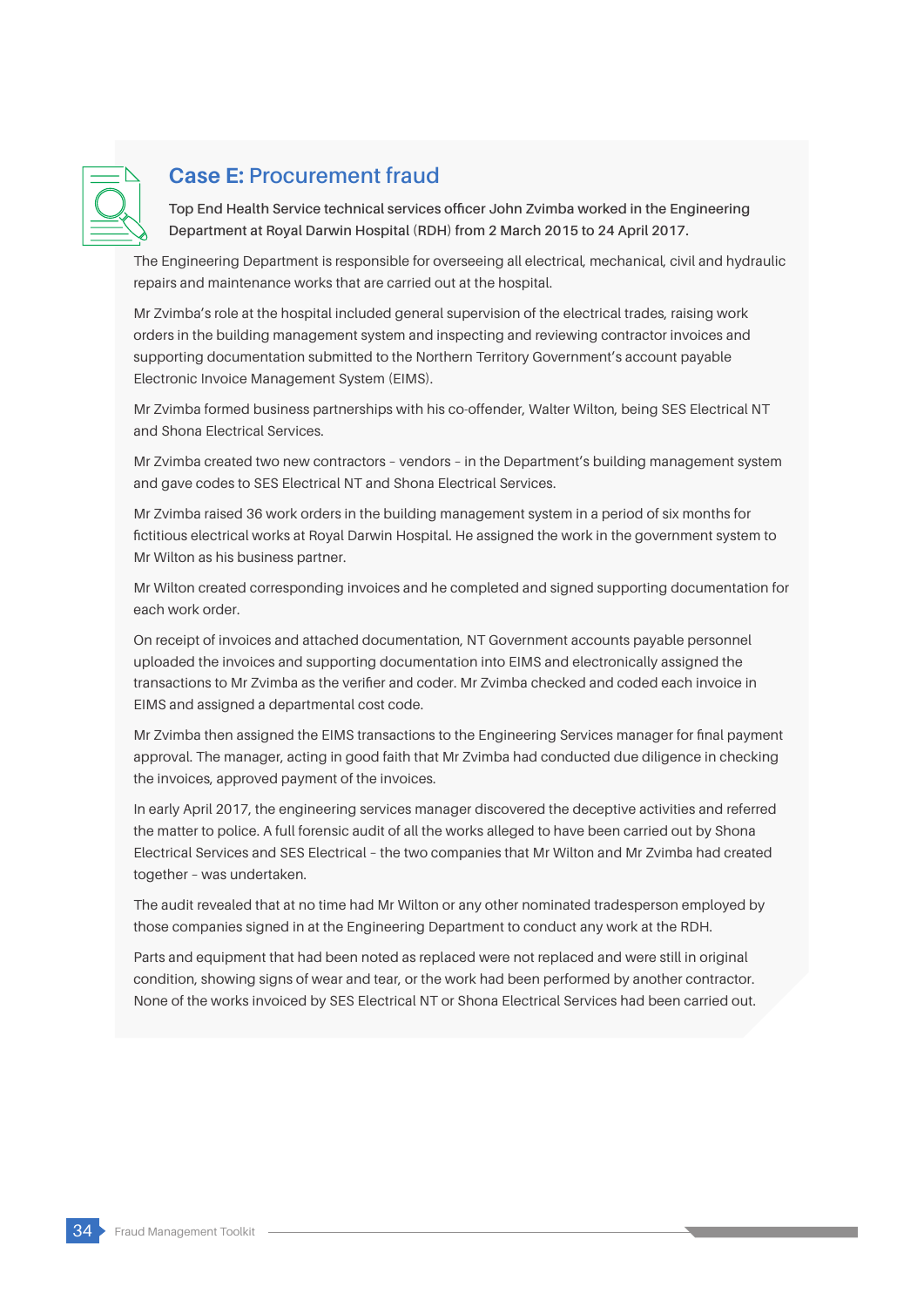## **Case E:** Procurement fraud

**Top End Health Service technical services officer John Zvimba worked in the Engineering Department at Royal Darwin Hospital (RDH) from 2 March 2015 to 24 April 2017.**

The Engineering Department is responsible for overseeing all electrical, mechanical, civil and hydraulic repairs and maintenance works that are carried out at the hospital.

Mr Zvimba's role at the hospital included general supervision of the electrical trades, raising work orders in the building management system and inspecting and reviewing contractor invoices and supporting documentation submitted to the Northern Territory Government's account payable Electronic Invoice Management System (EIMS).

Mr Zvimba formed business partnerships with his co-offender, Walter Wilton, being SES Electrical NT and Shona Electrical Services.

Mr Zvimba created two new contractors – vendors – in the Department's building management system and gave codes to SES Electrical NT and Shona Electrical Services.

Mr Zvimba raised 36 work orders in the building management system in a period of six months for fictitious electrical works at Royal Darwin Hospital. He assigned the work in the government system to Mr Wilton as his business partner.

Mr Wilton created corresponding invoices and he completed and signed supporting documentation for each work order.

On receipt of invoices and attached documentation, NT Government accounts payable personnel uploaded the invoices and supporting documentation into EIMS and electronically assigned the transactions to Mr Zvimba as the verifier and coder. Mr Zvimba checked and coded each invoice in EIMS and assigned a departmental cost code.

Mr Zvimba then assigned the EIMS transactions to the Engineering Services manager for final payment approval. The manager, acting in good faith that Mr Zvimba had conducted due diligence in checking the invoices, approved payment of the invoices.

In early April 2017, the engineering services manager discovered the deceptive activities and referred the matter to police. A full forensic audit of all the works alleged to have been carried out by Shona Electrical Services and SES Electrical – the two companies that Mr Wilton and Mr Zvimba had created together – was undertaken.

The audit revealed that at no time had Mr Wilton or any other nominated tradesperson employed by those companies signed in at the Engineering Department to conduct any work at the RDH.

Parts and equipment that had been noted as replaced were not replaced and were still in original condition, showing signs of wear and tear, or the work had been performed by another contractor. None of the works invoiced by SES Electrical NT or Shona Electrical Services had been carried out.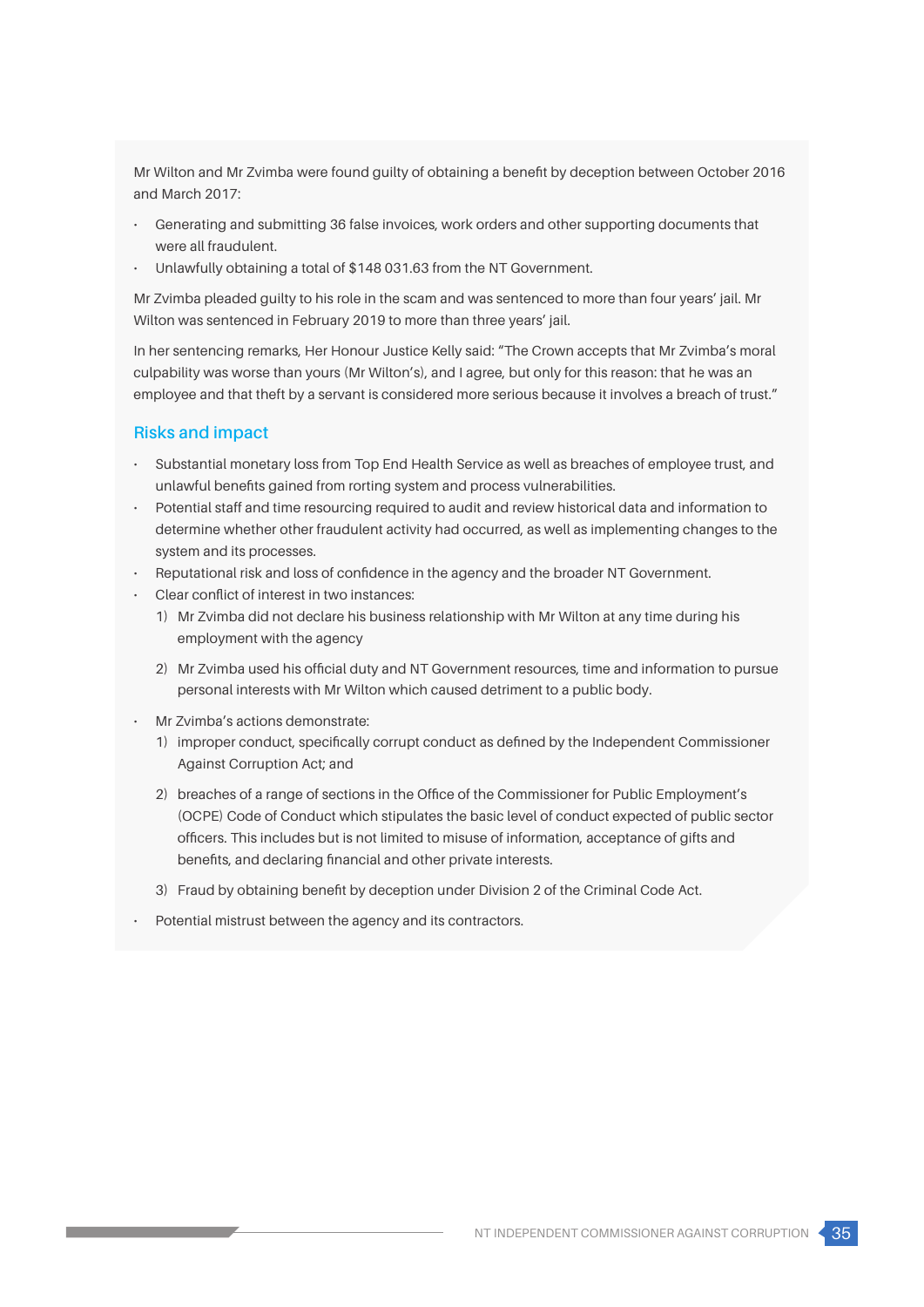Mr Wilton and Mr Zvimba were found guilty of obtaining a benefit by deception between October 2016 and March 2017:

- Generating and submitting 36 false invoices, work orders and other supporting documents that were all fraudulent.
- Unlawfully obtaining a total of $148 031.63 from the NT Government.

Mr Zvimba pleaded guilty to his role in the scam and was sentenced to more than four years' jail. Mr Wilton was sentenced in February 2019 to more than three years' jail.

In her sentencing remarks, Her Honour Justice Kelly said: "The Crown accepts that Mr Zvimba's moral culpability was worse than yours (Mr Wilton's), and I agree, but only for this reason: that he was an employee and that theft by a servant is considered more serious because it involves a breach of trust."

## Risks and impact

- Substantial monetary loss from Top End Health Service as well as breaches of employee trust, and unlawful benefits gained from rorting system and process vulnerabilities.
- Potential staff and time resourcing required to audit and review historical data and information to determine whether other fraudulent activity had occurred, as well as implementing changes to the system and its processes.
- Reputational risk and loss of confidence in the agency and the broader NT Government.
- Clear conflict of interest in two instances:
  1) Mr Zvimba did not declare his business relationship with Mr Wilton at any time during his employment with the agency
  2) Mr Zvimba used his official duty and NT Government resources, time and information to pursue personal interests with Mr Wilton which caused detriment to a public body.
- Mr Zvimba's actions demonstrate:
  1) improper conduct, specifically corrupt conduct as defined by the Independent Commissioner Against Corruption Act; and
  2) breaches of a range of sections in the Office of the Commissioner for Public Employment's (OCPE) Code of Conduct which stipulates the basic level of conduct expected of public sector officers. This includes but is not limited to misuse of information, acceptance of gifts and benefits, and declaring financial and other private interests.
  3) Fraud by obtaining benefit by deception under Division 2 of the Criminal Code Act.
- Potential mistrust between the agency and its contractors.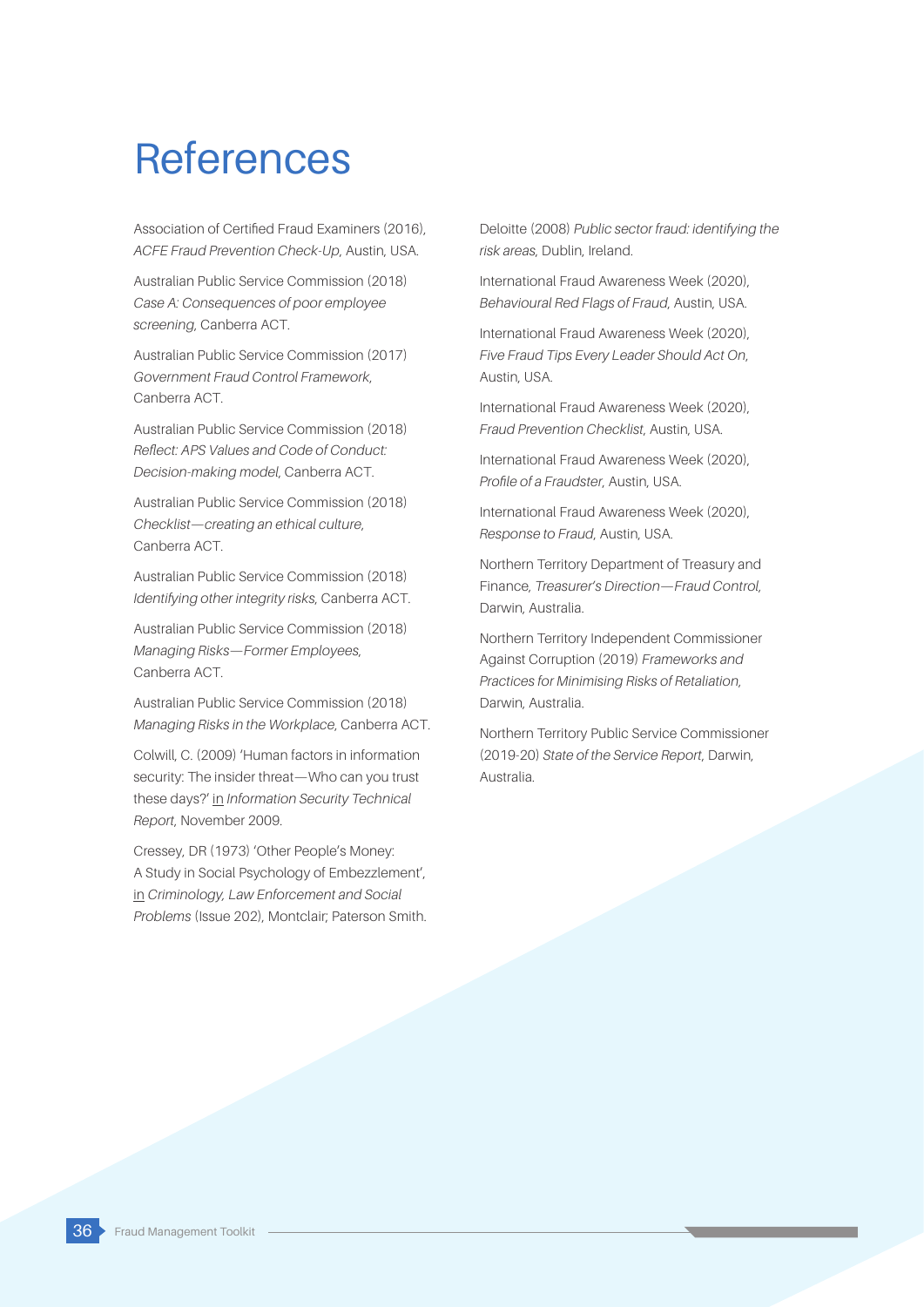# References

Association of Certified Fraud Examiners (2016), *ACFE Fraud Prevention Check-Up,* Austin, USA.

Australian Public Service Commission (2018) *Case A: Consequences of poor employee screening,* Canberra ACT.

Australian Public Service Commission (2017) *Government Fraud Control Framework,* Canberra ACT.

Australian Public Service Commission (2018) *Reflect: APS Values and Code of Conduct: Decision-making model*, Canberra ACT.

Australian Public Service Commission (2018) *Checklist—creating an ethical culture,* Canberra ACT.

Australian Public Service Commission (2018) *Identifying other integrity risks,* Canberra ACT.

Australian Public Service Commission (2018) *Managing Risks—Former Employees,* Canberra ACT.

Australian Public Service Commission (2018) *Managing Risks in the Workplace,* Canberra ACT.

Colwill, C. (2009) 'Human factors in information security: The insider threat—Who can you trust these days?' in *Information Security Technical Report,* November 2009.

Cressey, DR (1973) 'Other People's Money: A Study in Social Psychology of Embezzlement', in *Criminology, Law Enforcement and Social Problems* (Issue 202), Montclair; Paterson Smith.

Deloitte (2008) *Public sector fraud: identifying the risk areas,* Dublin, Ireland.

International Fraud Awareness Week (2020), *Behavioural Red Flags of Fraud*, Austin, USA.

International Fraud Awareness Week (2020), *Five Fraud Tips Every Leader Should Act On,* Austin, USA.

International Fraud Awareness Week (2020), *Fraud Prevention Checklist*, Austin, USA.

International Fraud Awareness Week (2020), *Profile of a Fraudster,* Austin, USA.

International Fraud Awareness Week (2020), *Response to Fraud*, Austin, USA.

Northern Territory Department of Treasury and Finance, *Treasurer's Direction—Fraud Control,* Darwin, Australia.

Northern Territory Independent Commissioner Against Corruption (2019) *Frameworks and Practices for Minimising Risks of Retaliation,* Darwin, Australia.

Northern Territory Public Service Commissioner (2019-20) *State of the Service Report*, Darwin, Australia.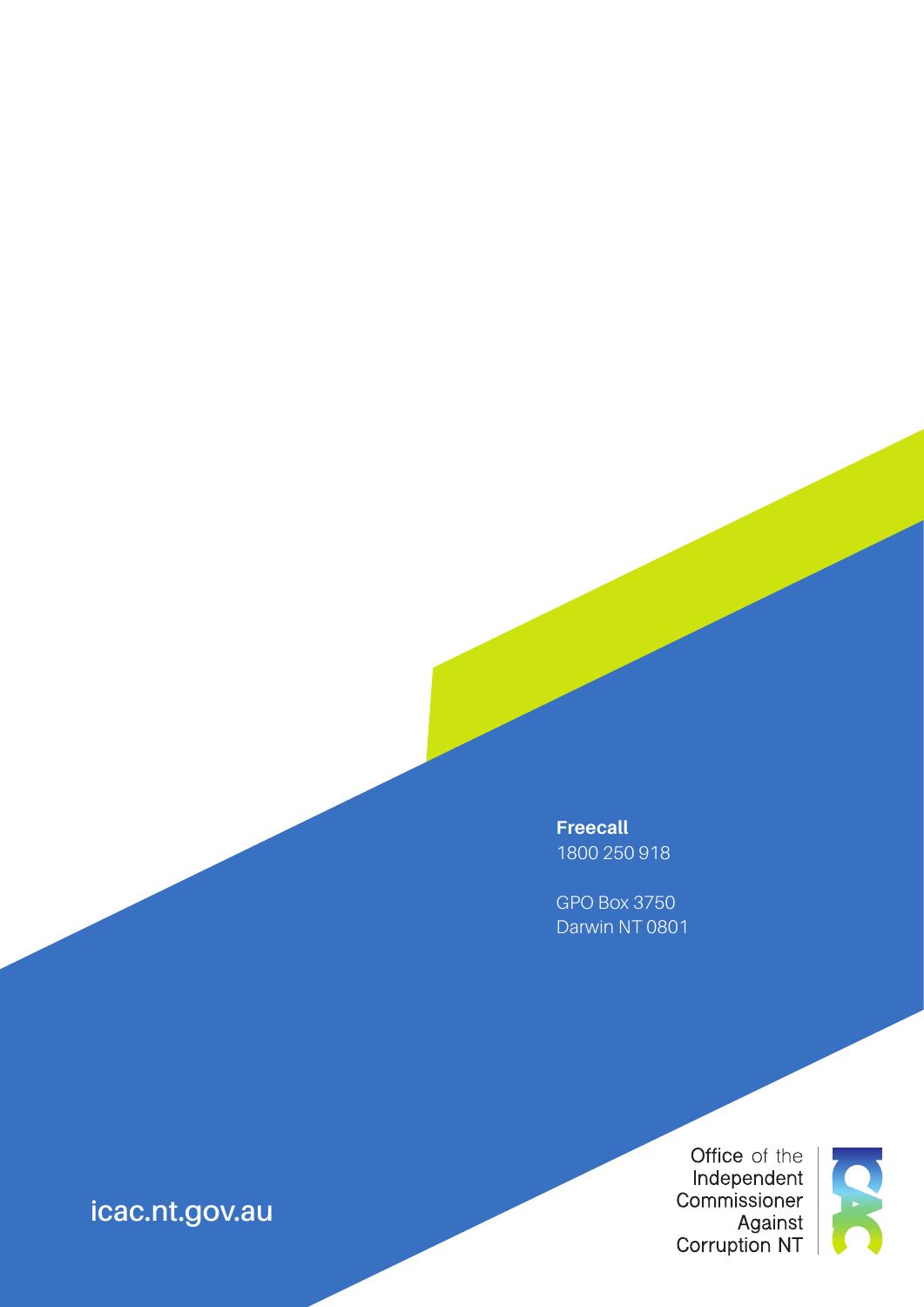**Freecall**
1800 250 918

GPO Box 3750
Darwin NT 0801

icac.nt.gov.au

Office of the Independent Commissioner Against Corruption NT